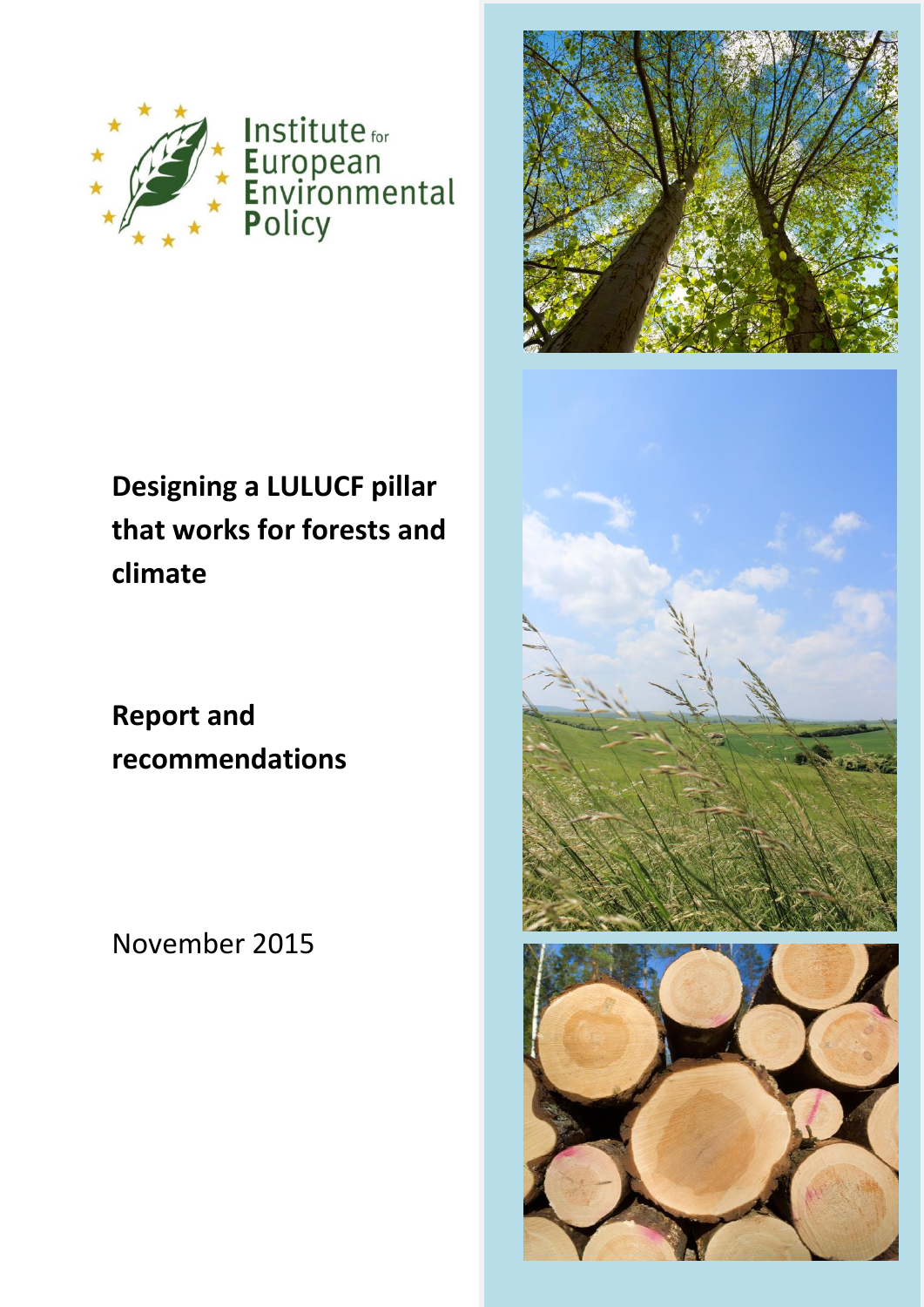Institute for European Environmental Policy

# Designing a LULUCF pillar that works for forests and climate

## Report and recommendations

November 2015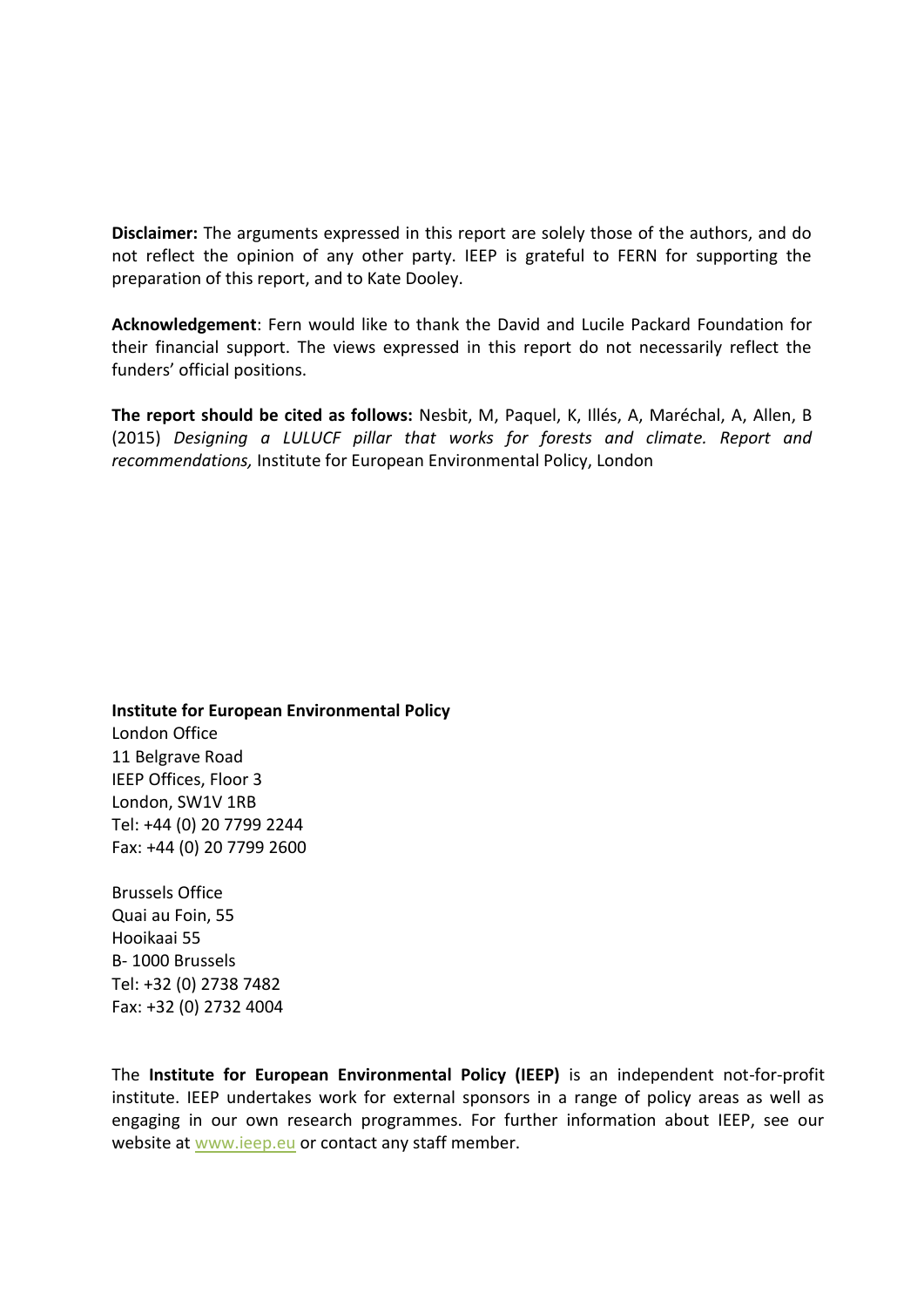**Disclaimer:** The arguments expressed in this report are solely those of the authors, and do not reflect the opinion of any other party. IEEP is grateful to FERN for supporting the preparation of this report, and to Kate Dooley.

**Acknowledgement**: Fern would like to thank the David and Lucile Packard Foundation for their financial support. The views expressed in this report do not necessarily reflect the funders' official positions.

**The report should be cited as follows:** Nesbit, M, Paquel, K, Illés, A, Maréchal, A, Allen, B (2015) *Designing a LULUCF pillar that works for forests and climate. Report and recommendations,* Institute for European Environmental Policy, London

**Institute for European Environmental Policy**
London Office
11 Belgrave Road
IEEP Offices, Floor 3
London, SW1V 1RB
Tel: +44 (0) 20 7799 2244
Fax: +44 (0) 20 7799 2600

Brussels Office
Quai au Foin, 55
Hooikaai 55
B- 1000 Brussels
Tel: +32 (0) 2738 7482
Fax: +32 (0) 2732 4004

The **Institute for European Environmental Policy (IEEP)** is an independent not-for-profit institute. IEEP undertakes work for external sponsors in a range of policy areas as well as engaging in our own research programmes. For further information about IEEP, see our website at www.ieep.eu or contact any staff member.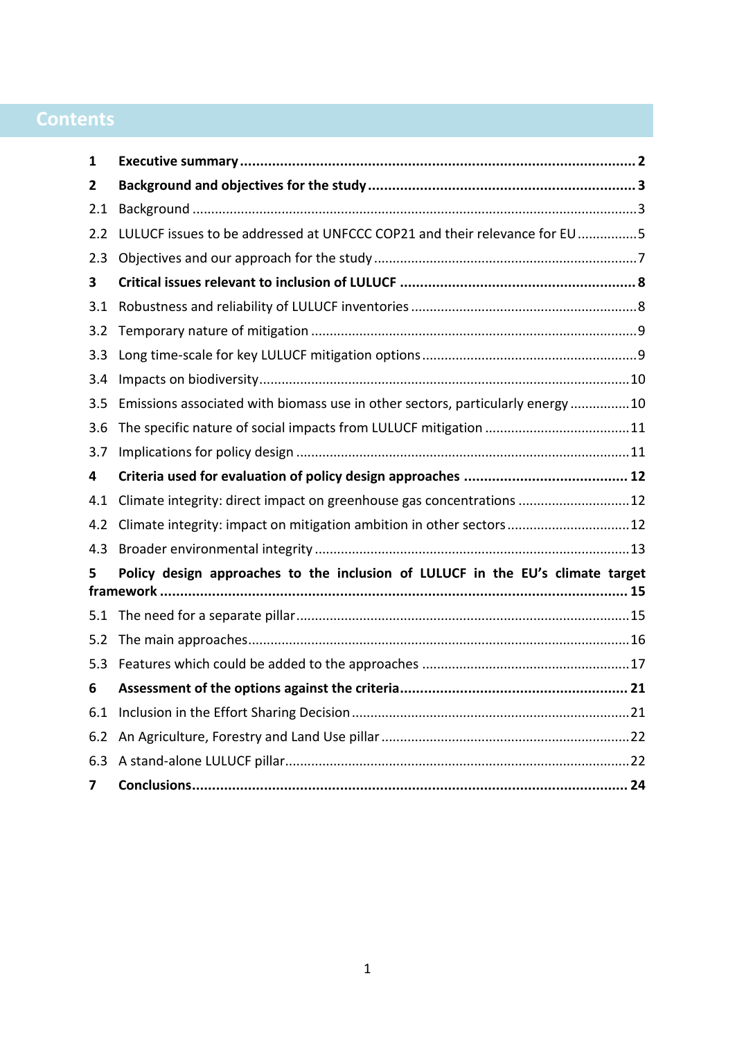# Contents

**1 Executive summary** .......... **2**

**2 Background and objectives for the study** .......... **3**

2.1 Background .......... 3

2.2 LULUCF issues to be addressed at UNFCCC COP21 and their relevance for EU .......... 5

2.3 Objectives and our approach for the study .......... 7

**3 Critical issues relevant to inclusion of LULUCF** .......... **8**

3.1 Robustness and reliability of LULUCF inventories .......... 8

3.2 Temporary nature of mitigation .......... 9

3.3 Long time-scale for key LULUCF mitigation options .......... 9

3.4 Impacts on biodiversity .......... 10

3.5 Emissions associated with biomass use in other sectors, particularly energy .......... 10

3.6 The specific nature of social impacts from LULUCF mitigation .......... 11

3.7 Implications for policy design .......... 11

**4 Criteria used for evaluation of policy design approaches** .......... **12**

4.1 Climate integrity: direct impact on greenhouse gas concentrations .......... 12

4.2 Climate integrity: impact on mitigation ambition in other sectors .......... 12

4.3 Broader environmental integrity .......... 13

**5 Policy design approaches to the inclusion of LULUCF in the EU's climate target framework** .......... **15**

5.1 The need for a separate pillar .......... 15

5.2 The main approaches .......... 16

5.3 Features which could be added to the approaches .......... 17

**6 Assessment of the options against the criteria** .......... **21**

6.1 Inclusion in the Effort Sharing Decision .......... 21

6.2 An Agriculture, Forestry and Land Use pillar .......... 22

6.3 A stand-alone LULUCF pillar .......... 22

**7 Conclusions** .......... **24**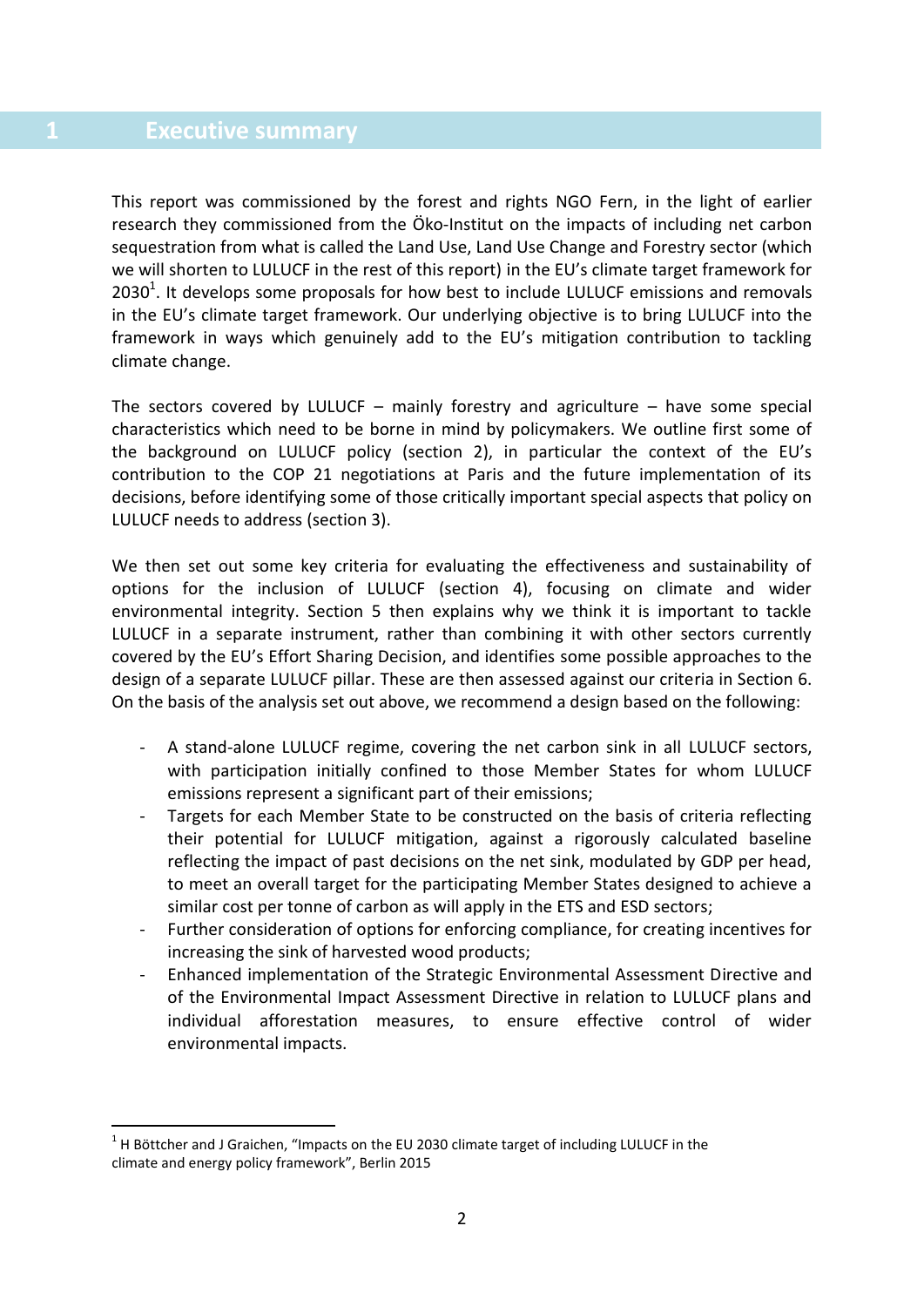# 1 Executive summary

This report was commissioned by the forest and rights NGO Fern, in the light of earlier research they commissioned from the Öko-Institut on the impacts of including net carbon sequestration from what is called the Land Use, Land Use Change and Forestry sector (which we will shorten to LULUCF in the rest of this report) in the EU's climate target framework for 2030[1]. It develops some proposals for how best to include LULUCF emissions and removals in the EU's climate target framework. Our underlying objective is to bring LULUCF into the framework in ways which genuinely add to the EU's mitigation contribution to tackling climate change.

The sectors covered by LULUCF – mainly forestry and agriculture – have some special characteristics which need to be borne in mind by policymakers. We outline first some of the background on LULUCF policy (section 2), in particular the context of the EU's contribution to the COP 21 negotiations at Paris and the future implementation of its decisions, before identifying some of those critically important special aspects that policy on LULUCF needs to address (section 3).

We then set out some key criteria for evaluating the effectiveness and sustainability of options for the inclusion of LULUCF (section 4), focusing on climate and wider environmental integrity. Section 5 then explains why we think it is important to tackle LULUCF in a separate instrument, rather than combining it with other sectors currently covered by the EU's Effort Sharing Decision, and identifies some possible approaches to the design of a separate LULUCF pillar. These are then assessed against our criteria in Section 6. On the basis of the analysis set out above, we recommend a design based on the following:

- A stand-alone LULUCF regime, covering the net carbon sink in all LULUCF sectors, with participation initially confined to those Member States for whom LULUCF emissions represent a significant part of their emissions;
- Targets for each Member State to be constructed on the basis of criteria reflecting their potential for LULUCF mitigation, against a rigorously calculated baseline reflecting the impact of past decisions on the net sink, modulated by GDP per head, to meet an overall target for the participating Member States designed to achieve a similar cost per tonne of carbon as will apply in the ETS and ESD sectors;
- Further consideration of options for enforcing compliance, for creating incentives for increasing the sink of harvested wood products;
- Enhanced implementation of the Strategic Environmental Assessment Directive and of the Environmental Impact Assessment Directive in relation to LULUCF plans and individual afforestation measures, to ensure effective control of wider environmental impacts.

[1] H Böttcher and J Graichen, "Impacts on the EU 2030 climate target of including LULUCF in the climate and energy policy framework", Berlin 2015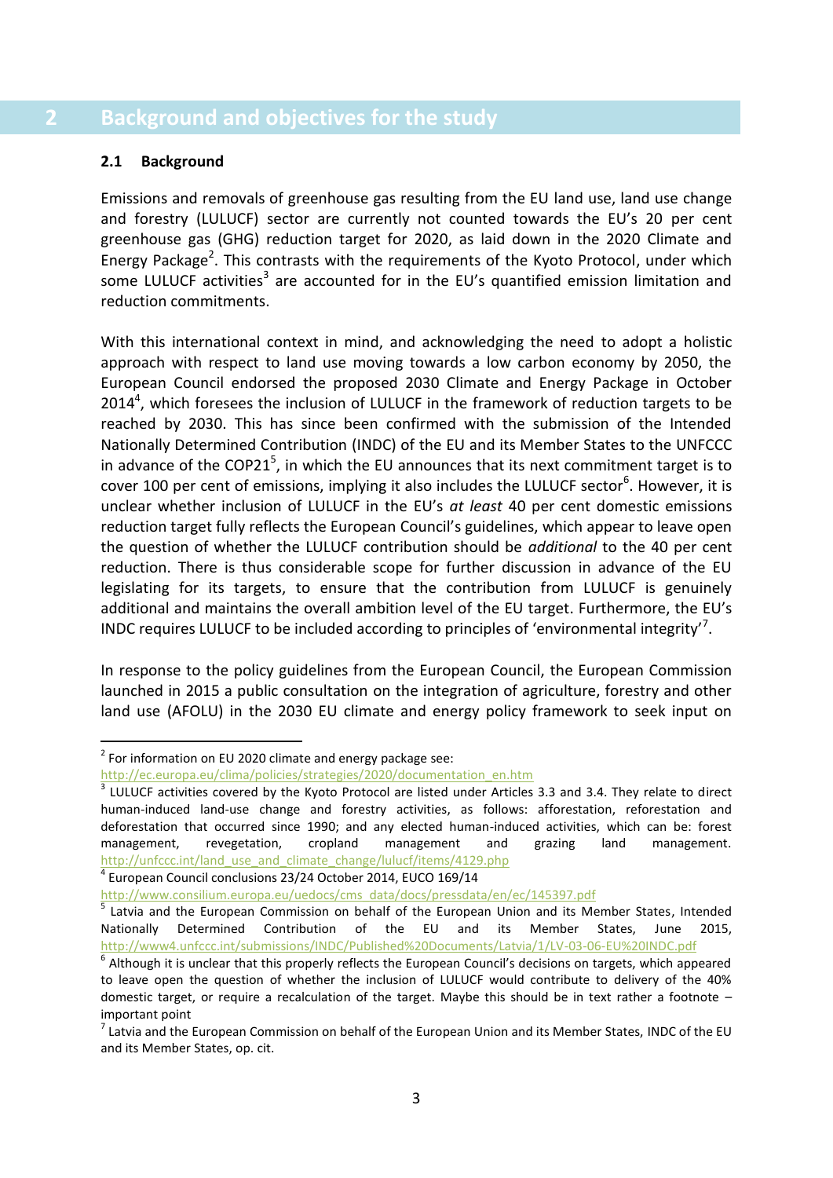# 2 Background and objectives for the study

## 2.1 Background

Emissions and removals of greenhouse gas resulting from the EU land use, land use change and forestry (LULUCF) sector are currently not counted towards the EU's 20 per cent greenhouse gas (GHG) reduction target for 2020, as laid down in the 2020 Climate and Energy Package[2]. This contrasts with the requirements of the Kyoto Protocol, under which some LULUCF activities[3] are accounted for in the EU's quantified emission limitation and reduction commitments.

With this international context in mind, and acknowledging the need to adopt a holistic approach with respect to land use moving towards a low carbon economy by 2050, the European Council endorsed the proposed 2030 Climate and Energy Package in October 2014[4], which foresees the inclusion of LULUCF in the framework of reduction targets to be reached by 2030. This has since been confirmed with the submission of the Intended Nationally Determined Contribution (INDC) of the EU and its Member States to the UNFCCC in advance of the COP21[5], in which the EU announces that its next commitment target is to cover 100 per cent of emissions, implying it also includes the LULUCF sector[6]. However, it is unclear whether inclusion of LULUCF in the EU's *at least* 40 per cent domestic emissions reduction target fully reflects the European Council's guidelines, which appear to leave open the question of whether the LULUCF contribution should be *additional* to the 40 per cent reduction. There is thus considerable scope for further discussion in advance of the EU legislating for its targets, to ensure that the contribution from LULUCF is genuinely additional and maintains the overall ambition level of the EU target. Furthermore, the EU's INDC requires LULUCF to be included according to principles of 'environmental integrity'[7].

In response to the policy guidelines from the European Council, the European Commission launched in 2015 a public consultation on the integration of agriculture, forestry and other land use (AFOLU) in the 2030 EU climate and energy policy framework to seek input on

---

[2] For information on EU 2020 climate and energy package see: http://ec.europa.eu/clima/policies/strategies/2020/documentation_en.htm

[3] LULUCF activities covered by the Kyoto Protocol are listed under Articles 3.3 and 3.4. They relate to direct human-induced land-use change and forestry activities, as follows: afforestation, reforestation and deforestation that occurred since 1990; and any elected human-induced activities, which can be: forest management, revegetation, cropland management and grazing land management. http://unfccc.int/land_use_and_climate_change/lulucf/items/4129.php

[4] European Council conclusions 23/24 October 2014, EUCO 169/14 http://www.consilium.europa.eu/uedocs/cms_data/docs/pressdata/en/ec/145397.pdf

[5] Latvia and the European Commission on behalf of the European Union and its Member States, Intended Nationally Determined Contribution of the EU and its Member States, June 2015, http://www4.unfccc.int/submissions/INDC/Published%20Documents/Latvia/1/LV-03-06-EU%20INDC.pdf

[6] Although it is unclear that this properly reflects the European Council's decisions on targets, which appeared to leave open the question of whether the inclusion of LULUCF would contribute to delivery of the 40% domestic target, or require a recalculation of the target. Maybe this should be in text rather a footnote – important point

[7] Latvia and the European Commission on behalf of the European Union and its Member States, INDC of the EU and its Member States, op. cit.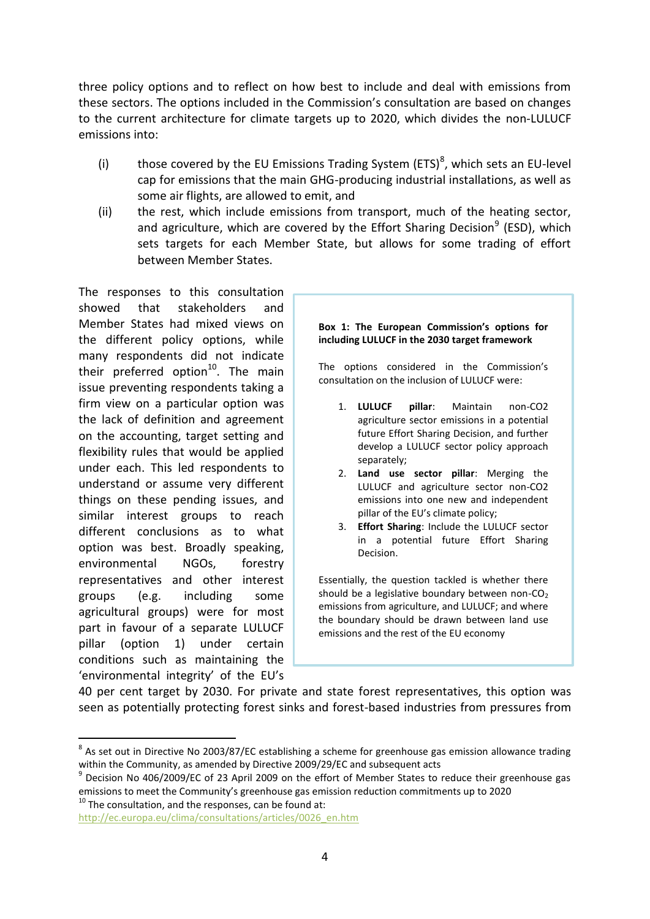three policy options and to reflect on how best to include and deal with emissions from these sectors. The options included in the Commission's consultation are based on changes to the current architecture for climate targets up to 2020, which divides the non-LULUCF emissions into:

(i) those covered by the EU Emissions Trading System (ETS)[8], which sets an EU-level cap for emissions that the main GHG-producing industrial installations, as well as some air flights, are allowed to emit, and

(ii) the rest, which include emissions from transport, much of the heating sector, and agriculture, which are covered by the Effort Sharing Decision[9] (ESD), which sets targets for each Member State, but allows for some trading of effort between Member States.

The responses to this consultation showed that stakeholders and Member States had mixed views on the different policy options, while many respondents did not indicate their preferred option[10]. The main issue preventing respondents taking a firm view on a particular option was the lack of definition and agreement on the accounting, target setting and flexibility rules that would be applied under each. This led respondents to understand or assume very different things on these pending issues, and similar interest groups to reach different conclusions as to what option was best. Broadly speaking, environmental NGOs, forestry representatives and other interest groups (e.g. including some agricultural groups) were for most part in favour of a separate LULUCF pillar (option 1) under certain conditions such as maintaining the 'environmental integrity' of the EU's 40 per cent target by 2030. For private and state forest representatives, this option was seen as potentially protecting forest sinks and forest-based industries from pressures from

> **Box 1: The European Commission's options for including LULUCF in the 2030 target framework**
>
> The options considered in the Commission's consultation on the inclusion of LULUCF were:
>
> 1. **LULUCF pillar**: Maintain non-CO2 agriculture sector emissions in a potential future Effort Sharing Decision, and further develop a LULUCF sector policy approach separately;
> 2. **Land use sector pillar**: Merging the LULUCF and agriculture sector non-CO2 emissions into one new and independent pillar of the EU's climate policy;
> 3. **Effort Sharing**: Include the LULUCF sector in a potential future Effort Sharing Decision.
>
> Essentially, the question tackled is whether there should be a legislative boundary between non-$CO_2$ emissions from agriculture, and LULUCF; and where the boundary should be drawn between land use emissions and the rest of the EU economy

---

[8] As set out in Directive No 2003/87/EC establishing a scheme for greenhouse gas emission allowance trading within the Community, as amended by Directive 2009/29/EC and subsequent acts

[9] Decision No 406/2009/EC of 23 April 2009 on the effort of Member States to reduce their greenhouse gas emissions to meet the Community's greenhouse gas emission reduction commitments up to 2020

[10] The consultation, and the responses, can be found at: http://ec.europa.eu/clima/consultations/articles/0026_en.htm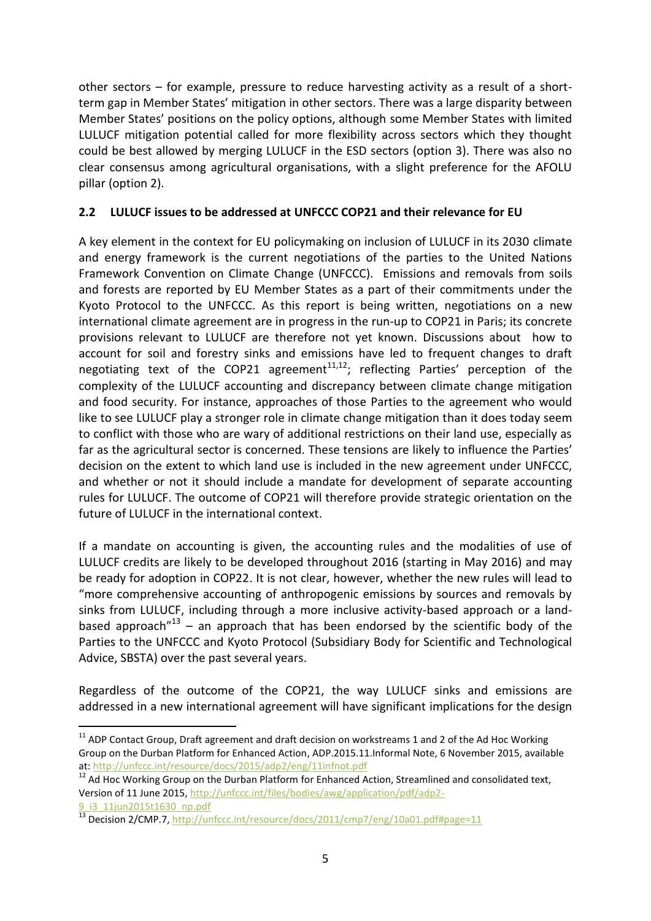other sectors – for example, pressure to reduce harvesting activity as a result of a short-term gap in Member States' mitigation in other sectors. There was a large disparity between Member States' positions on the policy options, although some Member States with limited LULUCF mitigation potential called for more flexibility across sectors which they thought could be best allowed by merging LULUCF in the ESD sectors (option 3). There was also no clear consensus among agricultural organisations, with a slight preference for the AFOLU pillar (option 2).

## 2.2 LULUCF issues to be addressed at UNFCCC COP21 and their relevance for EU

A key element in the context for EU policymaking on inclusion of LULUCF in its 2030 climate and energy framework is the current negotiations of the parties to the United Nations Framework Convention on Climate Change (UNFCCC). Emissions and removals from soils and forests are reported by EU Member States as a part of their commitments under the Kyoto Protocol to the UNFCCC. As this report is being written, negotiations on a new international climate agreement are in progress in the run-up to COP21 in Paris; its concrete provisions relevant to LULUCF are therefore not yet known. Discussions about how to account for soil and forestry sinks and emissions have led to frequent changes to draft negotiating text of the COP21 agreement[11,12]; reflecting Parties' perception of the complexity of the LULUCF accounting and discrepancy between climate change mitigation and food security. For instance, approaches of those Parties to the agreement who would like to see LULUCF play a stronger role in climate change mitigation than it does today seem to conflict with those who are wary of additional restrictions on their land use, especially as far as the agricultural sector is concerned. These tensions are likely to influence the Parties' decision on the extent to which land use is included in the new agreement under UNFCCC, and whether or not it should include a mandate for development of separate accounting rules for LULUCF. The outcome of COP21 will therefore provide strategic orientation on the future of LULUCF in the international context.

If a mandate on accounting is given, the accounting rules and the modalities of use of LULUCF credits are likely to be developed throughout 2016 (starting in May 2016) and may be ready for adoption in COP22. It is not clear, however, whether the new rules will lead to "more comprehensive accounting of anthropogenic emissions by sources and removals by sinks from LULUCF, including through a more inclusive activity-based approach or a land-based approach"[13] – an approach that has been endorsed by the scientific body of the Parties to the UNFCCC and Kyoto Protocol (Subsidiary Body for Scientific and Technological Advice, SBSTA) over the past several years.

Regardless of the outcome of the COP21, the way LULUCF sinks and emissions are addressed in a new international agreement will have significant implications for the design

---

[11] ADP Contact Group, Draft agreement and draft decision on workstreams 1 and 2 of the Ad Hoc Working Group on the Durban Platform for Enhanced Action, ADP.2015.11.Informal Note, 6 November 2015, available at: http://unfccc.int/resource/docs/2015/adp2/eng/11infnot.pdf

[12] Ad Hoc Working Group on the Durban Platform for Enhanced Action, Streamlined and consolidated text, Version of 11 June 2015, http://unfccc.int/files/bodies/awg/application/pdf/adp2-9_i3_11jun2015t1630_np.pdf

[13] Decision 2/CMP.7, http://unfccc.int/resource/docs/2011/cmp7/eng/10a01.pdf#page=11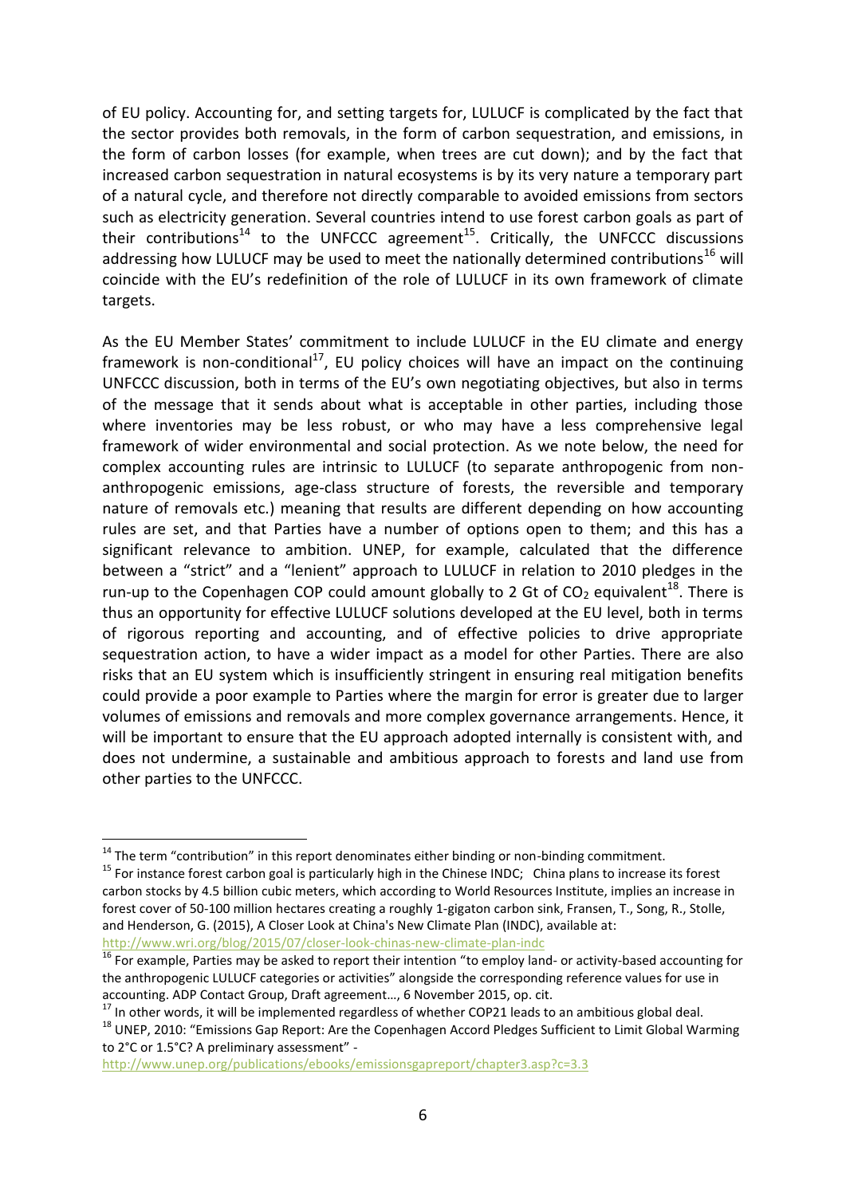of EU policy. Accounting for, and setting targets for, LULUCF is complicated by the fact that the sector provides both removals, in the form of carbon sequestration, and emissions, in the form of carbon losses (for example, when trees are cut down); and by the fact that increased carbon sequestration in natural ecosystems is by its very nature a temporary part of a natural cycle, and therefore not directly comparable to avoided emissions from sectors such as electricity generation. Several countries intend to use forest carbon goals as part of their contributions[14] to the UNFCCC agreement[15]. Critically, the UNFCCC discussions addressing how LULUCF may be used to meet the nationally determined contributions[16] will coincide with the EU's redefinition of the role of LULUCF in its own framework of climate targets.

As the EU Member States' commitment to include LULUCF in the EU climate and energy framework is non-conditional[17], EU policy choices will have an impact on the continuing UNFCCC discussion, both in terms of the EU's own negotiating objectives, but also in terms of the message that it sends about what is acceptable in other parties, including those where inventories may be less robust, or who may have a less comprehensive legal framework of wider environmental and social protection. As we note below, the need for complex accounting rules are intrinsic to LULUCF (to separate anthropogenic from non-anthropogenic emissions, age-class structure of forests, the reversible and temporary nature of removals etc.) meaning that results are different depending on how accounting rules are set, and that Parties have a number of options open to them; and this has a significant relevance to ambition. UNEP, for example, calculated that the difference between a "strict" and a "lenient" approach to LULUCF in relation to 2010 pledges in the run-up to the Copenhagen COP could amount globally to 2 Gt of $CO_2$ equivalent[18]. There is thus an opportunity for effective LULUCF solutions developed at the EU level, both in terms of rigorous reporting and accounting, and of effective policies to drive appropriate sequestration action, to have a wider impact as a model for other Parties. There are also risks that an EU system which is insufficiently stringent in ensuring real mitigation benefits could provide a poor example to Parties where the margin for error is greater due to larger volumes of emissions and removals and more complex governance arrangements. Hence, it will be important to ensure that the EU approach adopted internally is consistent with, and does not undermine, a sustainable and ambitious approach to forests and land use from other parties to the UNFCCC.

---

[14] The term "contribution" in this report denominates either binding or non-binding commitment.

[15] For instance forest carbon goal is particularly high in the Chinese INDC; China plans to increase its forest carbon stocks by 4.5 billion cubic meters, which according to World Resources Institute, implies an increase in forest cover of 50-100 million hectares creating a roughly 1-gigaton carbon sink, Fransen, T., Song, R., Stolle, and Henderson, G. (2015), A Closer Look at China's New Climate Plan (INDC), available at: http://www.wri.org/blog/2015/07/closer-look-chinas-new-climate-plan-indc

[16] For example, Parties may be asked to report their intention "to employ land- or activity-based accounting for the anthropogenic LULUCF categories or activities" alongside the corresponding reference values for use in accounting. ADP Contact Group, Draft agreement…, 6 November 2015, op. cit.

[17] In other words, it will be implemented regardless of whether COP21 leads to an ambitious global deal.

[18] UNEP, 2010: "Emissions Gap Report: Are the Copenhagen Accord Pledges Sufficient to Limit Global Warming to 2°C or 1.5°C? A preliminary assessment" - http://www.unep.org/publications/ebooks/emissionsgapreport/chapter3.asp?c=3.3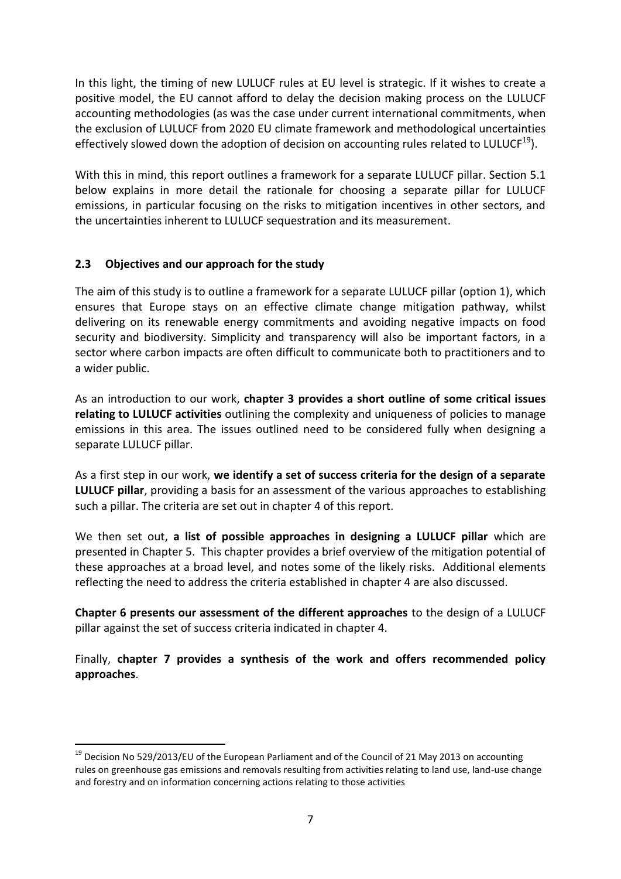In this light, the timing of new LULUCF rules at EU level is strategic. If it wishes to create a positive model, the EU cannot afford to delay the decision making process on the LULUCF accounting methodologies (as was the case under current international commitments, when the exclusion of LULUCF from 2020 EU climate framework and methodological uncertainties effectively slowed down the adoption of decision on accounting rules related to LULUCF[19]).

With this in mind, this report outlines a framework for a separate LULUCF pillar. Section 5.1 below explains in more detail the rationale for choosing a separate pillar for LULUCF emissions, in particular focusing on the risks to mitigation incentives in other sectors, and the uncertainties inherent to LULUCF sequestration and its measurement.

### 2.3 Objectives and our approach for the study

The aim of this study is to outline a framework for a separate LULUCF pillar (option 1), which ensures that Europe stays on an effective climate change mitigation pathway, whilst delivering on its renewable energy commitments and avoiding negative impacts on food security and biodiversity. Simplicity and transparency will also be important factors, in a sector where carbon impacts are often difficult to communicate both to practitioners and to a wider public.

As an introduction to our work, **chapter 3 provides a short outline of some critical issues relating to LULUCF activities** outlining the complexity and uniqueness of policies to manage emissions in this area. The issues outlined need to be considered fully when designing a separate LULUCF pillar.

As a first step in our work, **we identify a set of success criteria for the design of a separate LULUCF pillar**, providing a basis for an assessment of the various approaches to establishing such a pillar. The criteria are set out in chapter 4 of this report.

We then set out, **a list of possible approaches in designing a LULUCF pillar** which are presented in Chapter 5. This chapter provides a brief overview of the mitigation potential of these approaches at a broad level, and notes some of the likely risks. Additional elements reflecting the need to address the criteria established in chapter 4 are also discussed.

**Chapter 6 presents our assessment of the different approaches** to the design of a LULUCF pillar against the set of success criteria indicated in chapter 4.

Finally, **chapter 7 provides a synthesis of the work and offers recommended policy approaches**.

---

[19] Decision No 529/2013/EU of the European Parliament and of the Council of 21 May 2013 on accounting rules on greenhouse gas emissions and removals resulting from activities relating to land use, land-use change and forestry and on information concerning actions relating to those activities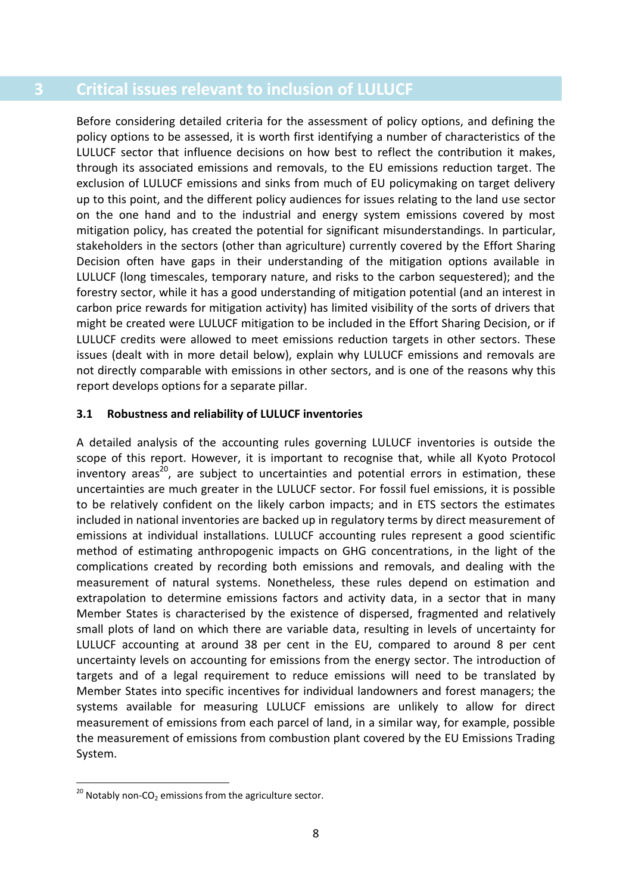# 3 Critical issues relevant to inclusion of LULUCF

Before considering detailed criteria for the assessment of policy options, and defining the policy options to be assessed, it is worth first identifying a number of characteristics of the LULUCF sector that influence decisions on how best to reflect the contribution it makes, through its associated emissions and removals, to the EU emissions reduction target. The exclusion of LULUCF emissions and sinks from much of EU policymaking on target delivery up to this point, and the different policy audiences for issues relating to the land use sector on the one hand and to the industrial and energy system emissions covered by most mitigation policy, has created the potential for significant misunderstandings. In particular, stakeholders in the sectors (other than agriculture) currently covered by the Effort Sharing Decision often have gaps in their understanding of the mitigation options available in LULUCF (long timescales, temporary nature, and risks to the carbon sequestered); and the forestry sector, while it has a good understanding of mitigation potential (and an interest in carbon price rewards for mitigation activity) has limited visibility of the sorts of drivers that might be created were LULUCF mitigation to be included in the Effort Sharing Decision, or if LULUCF credits were allowed to meet emissions reduction targets in other sectors. These issues (dealt with in more detail below), explain why LULUCF emissions and removals are not directly comparable with emissions in other sectors, and is one of the reasons why this report develops options for a separate pillar.

## 3.1 Robustness and reliability of LULUCF inventories

A detailed analysis of the accounting rules governing LULUCF inventories is outside the scope of this report. However, it is important to recognise that, while all Kyoto Protocol inventory areas[20], are subject to uncertainties and potential errors in estimation, these uncertainties are much greater in the LULUCF sector. For fossil fuel emissions, it is possible to be relatively confident on the likely carbon impacts; and in ETS sectors the estimates included in national inventories are backed up in regulatory terms by direct measurement of emissions at individual installations. LULUCF accounting rules represent a good scientific method of estimating anthropogenic impacts on GHG concentrations, in the light of the complications created by recording both emissions and removals, and dealing with the measurement of natural systems. Nonetheless, these rules depend on estimation and extrapolation to determine emissions factors and activity data, in a sector that in many Member States is characterised by the existence of dispersed, fragmented and relatively small plots of land on which there are variable data, resulting in levels of uncertainty for LULUCF accounting at around 38 per cent in the EU, compared to around 8 per cent uncertainty levels on accounting for emissions from the energy sector. The introduction of targets and of a legal requirement to reduce emissions will need to be translated by Member States into specific incentives for individual landowners and forest managers; the systems available for measuring LULUCF emissions are unlikely to allow for direct measurement of emissions from each parcel of land, in a similar way, for example, possible the measurement of emissions from combustion plant covered by the EU Emissions Trading System.

[20] Notably non-$CO_2$ emissions from the agriculture sector.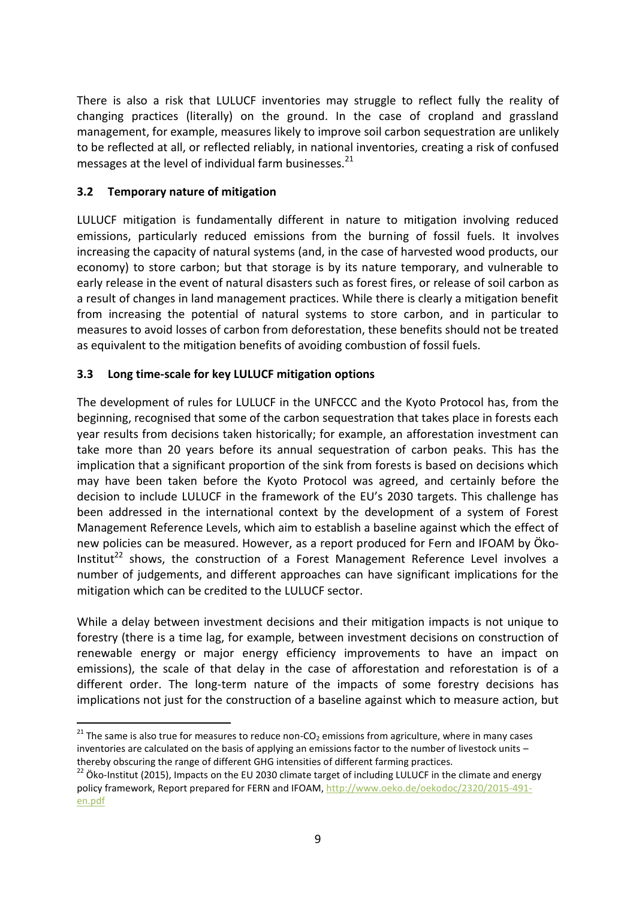There is also a risk that LULUCF inventories may struggle to reflect fully the reality of changing practices (literally) on the ground. In the case of cropland and grassland management, for example, measures likely to improve soil carbon sequestration are unlikely to be reflected at all, or reflected reliably, in national inventories, creating a risk of confused messages at the level of individual farm businesses.[21]

### 3.2 Temporary nature of mitigation

LULUCF mitigation is fundamentally different in nature to mitigation involving reduced emissions, particularly reduced emissions from the burning of fossil fuels. It involves increasing the capacity of natural systems (and, in the case of harvested wood products, our economy) to store carbon; but that storage is by its nature temporary, and vulnerable to early release in the event of natural disasters such as forest fires, or release of soil carbon as a result of changes in land management practices. While there is clearly a mitigation benefit from increasing the potential of natural systems to store carbon, and in particular to measures to avoid losses of carbon from deforestation, these benefits should not be treated as equivalent to the mitigation benefits of avoiding combustion of fossil fuels.

### 3.3 Long time-scale for key LULUCF mitigation options

The development of rules for LULUCF in the UNFCCC and the Kyoto Protocol has, from the beginning, recognised that some of the carbon sequestration that takes place in forests each year results from decisions taken historically; for example, an afforestation investment can take more than 20 years before its annual sequestration of carbon peaks. This has the implication that a significant proportion of the sink from forests is based on decisions which may have been taken before the Kyoto Protocol was agreed, and certainly before the decision to include LULUCF in the framework of the EU's 2030 targets. This challenge has been addressed in the international context by the development of a system of Forest Management Reference Levels, which aim to establish a baseline against which the effect of new policies can be measured. However, as a report produced for Fern and IFOAM by Öko-Institut[22] shows, the construction of a Forest Management Reference Level involves a number of judgements, and different approaches can have significant implications for the mitigation which can be credited to the LULUCF sector.

While a delay between investment decisions and their mitigation impacts is not unique to forestry (there is a time lag, for example, between investment decisions on construction of renewable energy or major energy efficiency improvements to have an impact on emissions), the scale of that delay in the case of afforestation and reforestation is of a different order. The long-term nature of the impacts of some forestry decisions has implications not just for the construction of a baseline against which to measure action, but

---

[21] The same is also true for measures to reduce non-$CO_2$ emissions from agriculture, where in many cases inventories are calculated on the basis of applying an emissions factor to the number of livestock units – thereby obscuring the range of different GHG intensities of different farming practices.

[22] Öko-Institut (2015), Impacts on the EU 2030 climate target of including LULUCF in the climate and energy policy framework, Report prepared for FERN and IFOAM, http://www.oeko.de/oekodoc/2320/2015-491-en.pdf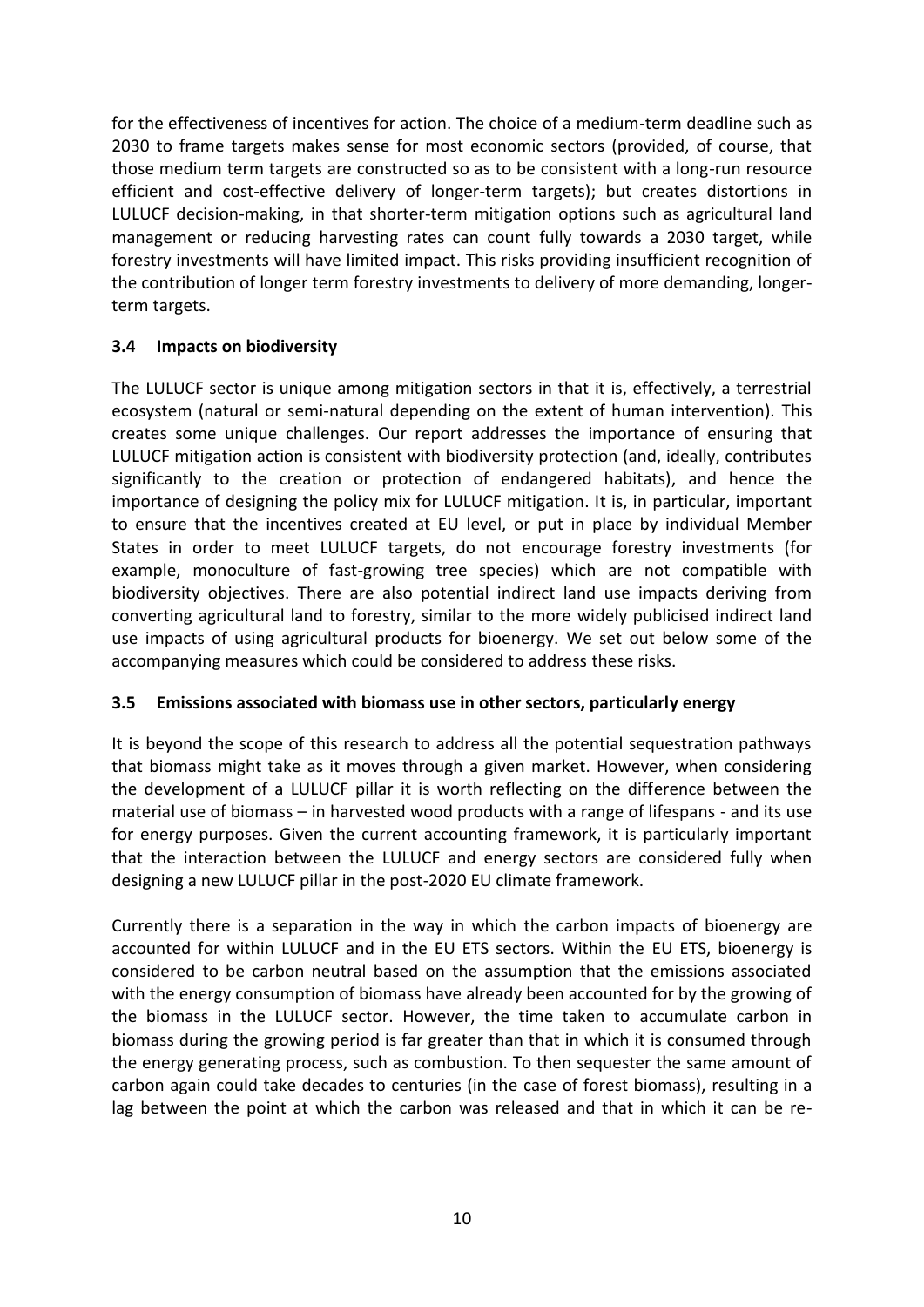for the effectiveness of incentives for action. The choice of a medium-term deadline such as 2030 to frame targets makes sense for most economic sectors (provided, of course, that those medium term targets are constructed so as to be consistent with a long-run resource efficient and cost-effective delivery of longer-term targets); but creates distortions in LULUCF decision-making, in that shorter-term mitigation options such as agricultural land management or reducing harvesting rates can count fully towards a 2030 target, while forestry investments will have limited impact. This risks providing insufficient recognition of the contribution of longer term forestry investments to delivery of more demanding, longer-term targets.

### 3.4 Impacts on biodiversity

The LULUCF sector is unique among mitigation sectors in that it is, effectively, a terrestrial ecosystem (natural or semi-natural depending on the extent of human intervention). This creates some unique challenges. Our report addresses the importance of ensuring that LULUCF mitigation action is consistent with biodiversity protection (and, ideally, contributes significantly to the creation or protection of endangered habitats), and hence the importance of designing the policy mix for LULUCF mitigation. It is, in particular, important to ensure that the incentives created at EU level, or put in place by individual Member States in order to meet LULUCF targets, do not encourage forestry investments (for example, monoculture of fast-growing tree species) which are not compatible with biodiversity objectives. There are also potential indirect land use impacts deriving from converting agricultural land to forestry, similar to the more widely publicised indirect land use impacts of using agricultural products for bioenergy. We set out below some of the accompanying measures which could be considered to address these risks.

### 3.5 Emissions associated with biomass use in other sectors, particularly energy

It is beyond the scope of this research to address all the potential sequestration pathways that biomass might take as it moves through a given market. However, when considering the development of a LULUCF pillar it is worth reflecting on the difference between the material use of biomass – in harvested wood products with a range of lifespans - and its use for energy purposes. Given the current accounting framework, it is particularly important that the interaction between the LULUCF and energy sectors are considered fully when designing a new LULUCF pillar in the post-2020 EU climate framework.

Currently there is a separation in the way in which the carbon impacts of bioenergy are accounted for within LULUCF and in the EU ETS sectors. Within the EU ETS, bioenergy is considered to be carbon neutral based on the assumption that the emissions associated with the energy consumption of biomass have already been accounted for by the growing of the biomass in the LULUCF sector. However, the time taken to accumulate carbon in biomass during the growing period is far greater than that in which it is consumed through the energy generating process, such as combustion. To then sequester the same amount of carbon again could take decades to centuries (in the case of forest biomass), resulting in a lag between the point at which the carbon was released and that in which it can be re-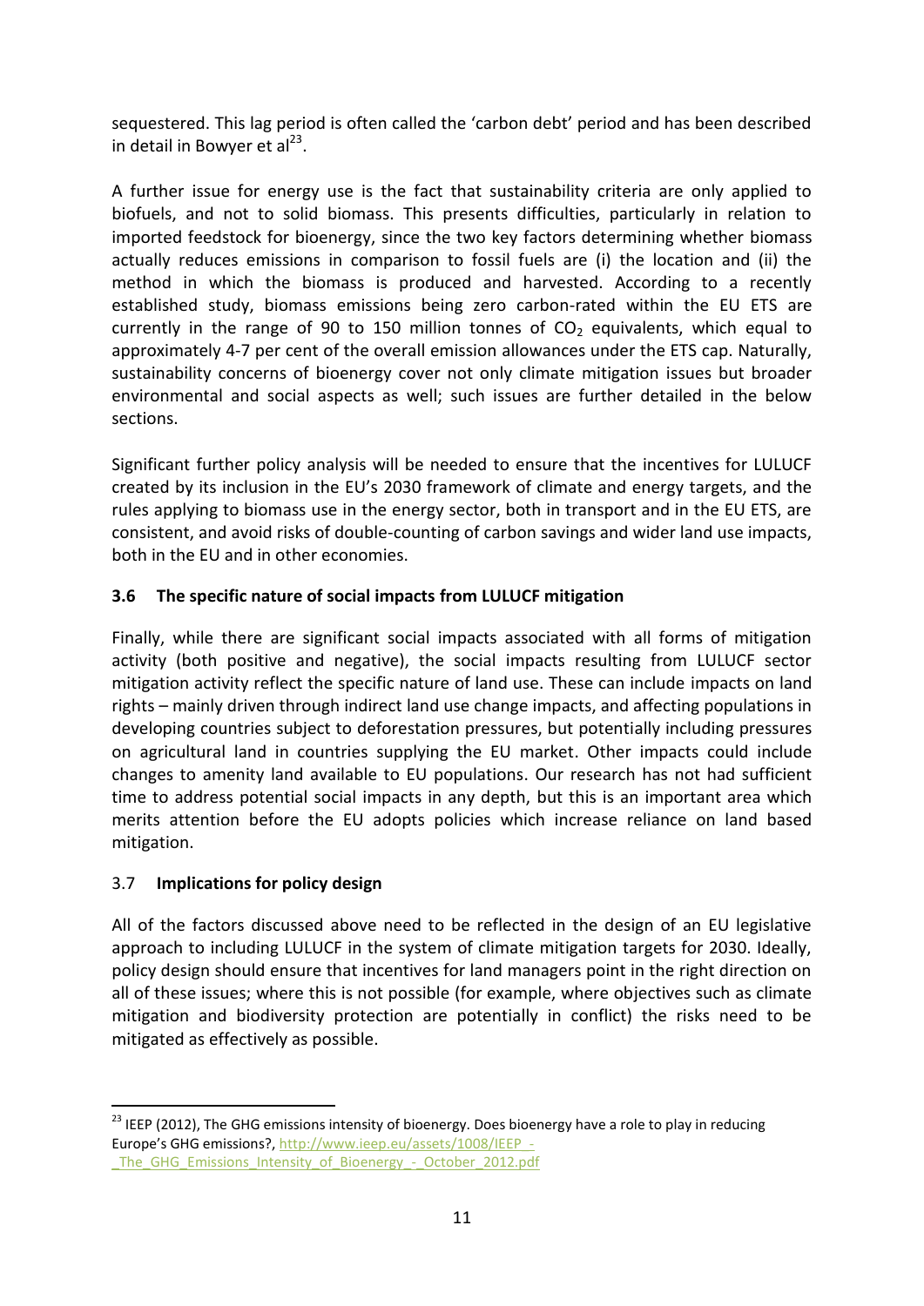sequestered. This lag period is often called the 'carbon debt' period and has been described in detail in Bowyer et al[23].

A further issue for energy use is the fact that sustainability criteria are only applied to biofuels, and not to solid biomass. This presents difficulties, particularly in relation to imported feedstock for bioenergy, since the two key factors determining whether biomass actually reduces emissions in comparison to fossil fuels are (i) the location and (ii) the method in which the biomass is produced and harvested. According to a recently established study, biomass emissions being zero carbon-rated within the EU ETS are currently in the range of 90 to 150 million tonnes of $CO_2$ equivalents, which equal to approximately 4-7 per cent of the overall emission allowances under the ETS cap. Naturally, sustainability concerns of bioenergy cover not only climate mitigation issues but broader environmental and social aspects as well; such issues are further detailed in the below sections.

Significant further policy analysis will be needed to ensure that the incentives for LULUCF created by its inclusion in the EU's 2030 framework of climate and energy targets, and the rules applying to biomass use in the energy sector, both in transport and in the EU ETS, are consistent, and avoid risks of double-counting of carbon savings and wider land use impacts, both in the EU and in other economies.

### 3.6 The specific nature of social impacts from LULUCF mitigation

Finally, while there are significant social impacts associated with all forms of mitigation activity (both positive and negative), the social impacts resulting from LULUCF sector mitigation activity reflect the specific nature of land use. These can include impacts on land rights – mainly driven through indirect land use change impacts, and affecting populations in developing countries subject to deforestation pressures, but potentially including pressures on agricultural land in countries supplying the EU market. Other impacts could include changes to amenity land available to EU populations. Our research has not had sufficient time to address potential social impacts in any depth, but this is an important area which merits attention before the EU adopts policies which increase reliance on land based mitigation.

### 3.7 Implications for policy design

All of the factors discussed above need to be reflected in the design of an EU legislative approach to including LULUCF in the system of climate mitigation targets for 2030. Ideally, policy design should ensure that incentives for land managers point in the right direction on all of these issues; where this is not possible (for example, where objectives such as climate mitigation and biodiversity protection are potentially in conflict) the risks need to be mitigated as effectively as possible.

---

[23] IEEP (2012), The GHG emissions intensity of bioenergy. Does bioenergy have a role to play in reducing Europe's GHG emissions?, http://www.ieep.eu/assets/1008/IEEP_-_The_GHG_Emissions_Intensity_of_Bioenergy_-_October_2012.pdf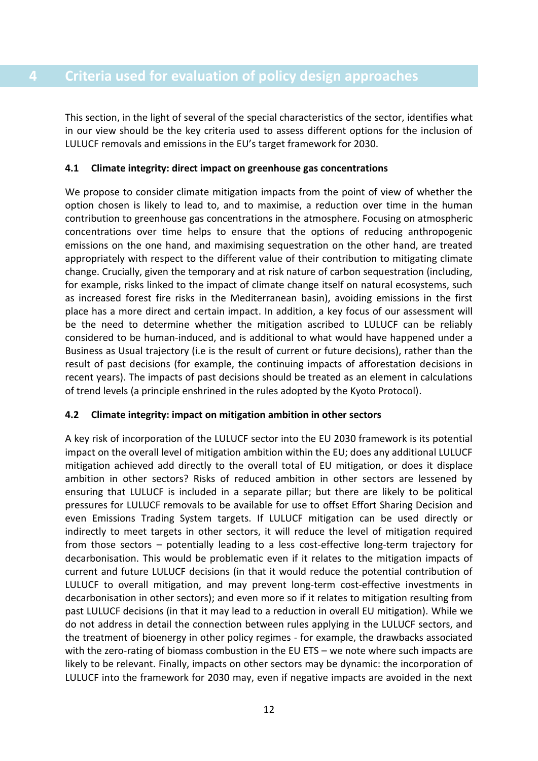# 4 Criteria used for evaluation of policy design approaches

This section, in the light of several of the special characteristics of the sector, identifies what in our view should be the key criteria used to assess different options for the inclusion of LULUCF removals and emissions in the EU's target framework for 2030.

## 4.1 Climate integrity: direct impact on greenhouse gas concentrations

We propose to consider climate mitigation impacts from the point of view of whether the option chosen is likely to lead to, and to maximise, a reduction over time in the human contribution to greenhouse gas concentrations in the atmosphere. Focusing on atmospheric concentrations over time helps to ensure that the options of reducing anthropogenic emissions on the one hand, and maximising sequestration on the other hand, are treated appropriately with respect to the different value of their contribution to mitigating climate change. Crucially, given the temporary and at risk nature of carbon sequestration (including, for example, risks linked to the impact of climate change itself on natural ecosystems, such as increased forest fire risks in the Mediterranean basin), avoiding emissions in the first place has a more direct and certain impact. In addition, a key focus of our assessment will be the need to determine whether the mitigation ascribed to LULUCF can be reliably considered to be human-induced, and is additional to what would have happened under a Business as Usual trajectory (i.e is the result of current or future decisions), rather than the result of past decisions (for example, the continuing impacts of afforestation decisions in recent years). The impacts of past decisions should be treated as an element in calculations of trend levels (a principle enshrined in the rules adopted by the Kyoto Protocol).

## 4.2 Climate integrity: impact on mitigation ambition in other sectors

A key risk of incorporation of the LULUCF sector into the EU 2030 framework is its potential impact on the overall level of mitigation ambition within the EU; does any additional LULUCF mitigation achieved add directly to the overall total of EU mitigation, or does it displace ambition in other sectors? Risks of reduced ambition in other sectors are lessened by ensuring that LULUCF is included in a separate pillar; but there are likely to be political pressures for LULUCF removals to be available for use to offset Effort Sharing Decision and even Emissions Trading System targets. If LULUCF mitigation can be used directly or indirectly to meet targets in other sectors, it will reduce the level of mitigation required from those sectors – potentially leading to a less cost-effective long-term trajectory for decarbonisation. This would be problematic even if it relates to the mitigation impacts of current and future LULUCF decisions (in that it would reduce the potential contribution of LULUCF to overall mitigation, and may prevent long-term cost-effective investments in decarbonisation in other sectors); and even more so if it relates to mitigation resulting from past LULUCF decisions (in that it may lead to a reduction in overall EU mitigation). While we do not address in detail the connection between rules applying in the LULUCF sectors, and the treatment of bioenergy in other policy regimes - for example, the drawbacks associated with the zero-rating of biomass combustion in the EU ETS – we note where such impacts are likely to be relevant. Finally, impacts on other sectors may be dynamic: the incorporation of LULUCF into the framework for 2030 may, even if negative impacts are avoided in the next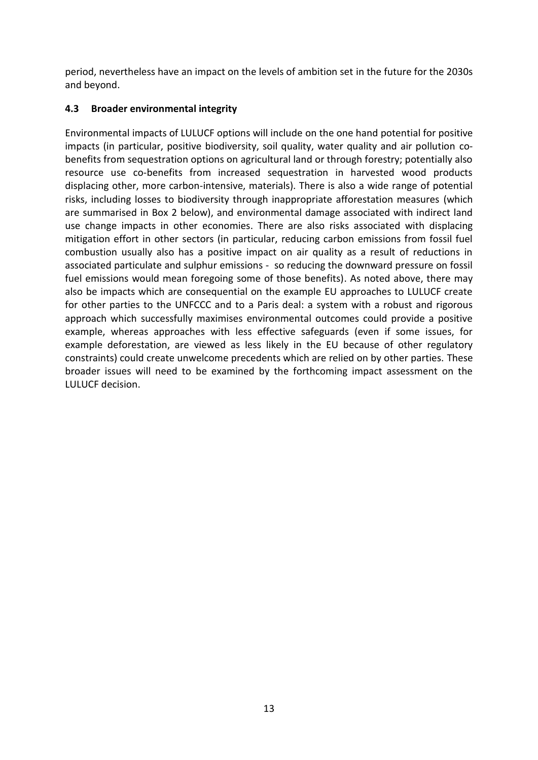period, nevertheless have an impact on the levels of ambition set in the future for the 2030s and beyond.

### 4.3 Broader environmental integrity

Environmental impacts of LULUCF options will include on the one hand potential for positive impacts (in particular, positive biodiversity, soil quality, water quality and air pollution co-benefits from sequestration options on agricultural land or through forestry; potentially also resource use co-benefits from increased sequestration in harvested wood products displacing other, more carbon-intensive, materials). There is also a wide range of potential risks, including losses to biodiversity through inappropriate afforestation measures (which are summarised in Box 2 below), and environmental damage associated with indirect land use change impacts in other economies. There are also risks associated with displacing mitigation effort in other sectors (in particular, reducing carbon emissions from fossil fuel combustion usually also has a positive impact on air quality as a result of reductions in associated particulate and sulphur emissions - so reducing the downward pressure on fossil fuel emissions would mean foregoing some of those benefits). As noted above, there may also be impacts which are consequential on the example EU approaches to LULUCF create for other parties to the UNFCCC and to a Paris deal: a system with a robust and rigorous approach which successfully maximises environmental outcomes could provide a positive example, whereas approaches with less effective safeguards (even if some issues, for example deforestation, are viewed as less likely in the EU because of other regulatory constraints) could create unwelcome precedents which are relied on by other parties. These broader issues will need to be examined by the forthcoming impact assessment on the LULUCF decision.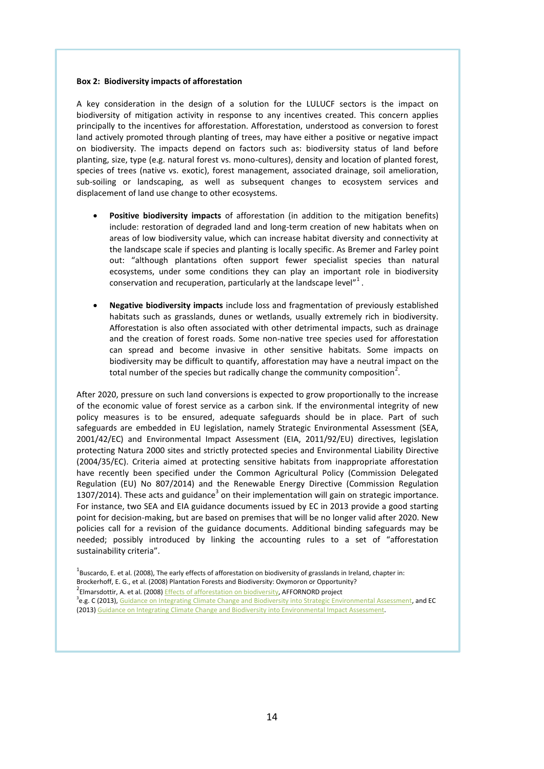**Box 2: Biodiversity impacts of afforestation**

A key consideration in the design of a solution for the LULUCF sectors is the impact on biodiversity of mitigation activity in response to any incentives created. This concern applies principally to the incentives for afforestation. Afforestation, understood as conversion to forest land actively promoted through planting of trees, may have either a positive or negative impact on biodiversity. The impacts depend on factors such as: biodiversity status of land before planting, size, type (e.g. natural forest vs. mono-cultures), density and location of planted forest, species of trees (native vs. exotic), forest management, associated drainage, soil amelioration, sub-soiling or landscaping, as well as subsequent changes to ecosystem services and displacement of land use change to other ecosystems.

- **Positive biodiversity impacts** of afforestation (in addition to the mitigation benefits) include: restoration of degraded land and long-term creation of new habitats when on areas of low biodiversity value, which can increase habitat diversity and connectivity at the landscape scale if species and planting is locally specific. As Bremer and Farley point out: "although plantations often support fewer specialist species than natural ecosystems, under some conditions they can play an important role in biodiversity conservation and recuperation, particularly at the landscape level"[1] .

- **Negative biodiversity impacts** include loss and fragmentation of previously established habitats such as grasslands, dunes or wetlands, usually extremely rich in biodiversity. Afforestation is also often associated with other detrimental impacts, such as drainage and the creation of forest roads. Some non-native tree species used for afforestation can spread and become invasive in other sensitive habitats. Some impacts on biodiversity may be difficult to quantify, afforestation may have a neutral impact on the total number of the species but radically change the community composition[2].

After 2020, pressure on such land conversions is expected to grow proportionally to the increase of the economic value of forest service as a carbon sink. If the environmental integrity of new policy measures is to be ensured, adequate safeguards should be in place. Part of such safeguards are embedded in EU legislation, namely Strategic Environmental Assessment (SEA, 2001/42/EC) and Environmental Impact Assessment (EIA, 2011/92/EU) directives, legislation protecting Natura 2000 sites and strictly protected species and Environmental Liability Directive (2004/35/EC). Criteria aimed at protecting sensitive habitats from inappropriate afforestation have recently been specified under the Common Agricultural Policy (Commission Delegated Regulation (EU) No 807/2014) and the Renewable Energy Directive (Commission Regulation 1307/2014). These acts and guidance[3] on their implementation will gain on strategic importance. For instance, two SEA and EIA guidance documents issued by EC in 2013 provide a good starting point for decision-making, but are based on premises that will be no longer valid after 2020. New policies call for a revision of the guidance documents. Additional binding safeguards may be needed; possibly introduced by linking the accounting rules to a set of "afforestation sustainability criteria".

[1]Buscardo, E. et al. (2008), The early effects of afforestation on biodiversity of grasslands in Ireland, chapter in: Brockerhoff, E. G., et al. (2008) Plantation Forests and Biodiversity: Oxymoron or Opportunity?
[2]Elmarsdottir, A. et al. (2008) Effects of afforestation on biodiversity, AFFORNORD project
[3]e.g. C (2013), Guidance on Integrating Climate Change and Biodiversity into Strategic Environmental Assessment, and EC (2013) Guidance on Integrating Climate Change and Biodiversity into Environmental Impact Assessment.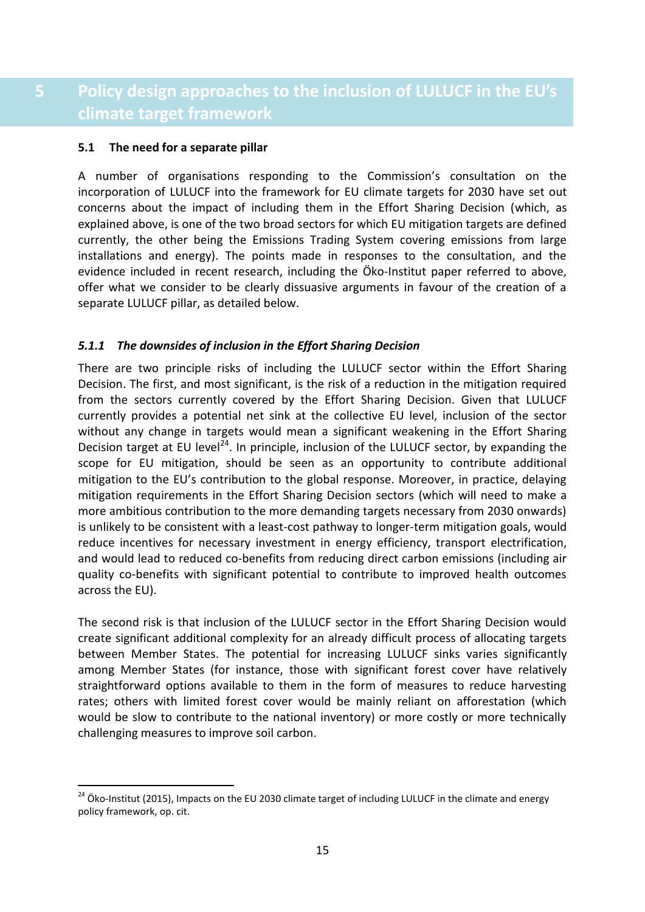# 5 Policy design approaches to the inclusion of LULUCF in the EU's climate target framework

## 5.1 The need for a separate pillar

A number of organisations responding to the Commission's consultation on the incorporation of LULUCF into the framework for EU climate targets for 2030 have set out concerns about the impact of including them in the Effort Sharing Decision (which, as explained above, is one of the two broad sectors for which EU mitigation targets are defined currently, the other being the Emissions Trading System covering emissions from large installations and energy). The points made in responses to the consultation, and the evidence included in recent research, including the Öko-Institut paper referred to above, offer what we consider to be clearly dissuasive arguments in favour of the creation of a separate LULUCF pillar, as detailed below.

### *5.1.1 The downsides of inclusion in the Effort Sharing Decision*

There are two principle risks of including the LULUCF sector within the Effort Sharing Decision. The first, and most significant, is the risk of a reduction in the mitigation required from the sectors currently covered by the Effort Sharing Decision. Given that LULUCF currently provides a potential net sink at the collective EU level, inclusion of the sector without any change in targets would mean a significant weakening in the Effort Sharing Decision target at EU level[24]. In principle, inclusion of the LULUCF sector, by expanding the scope for EU mitigation, should be seen as an opportunity to contribute additional mitigation to the EU's contribution to the global response. Moreover, in practice, delaying mitigation requirements in the Effort Sharing Decision sectors (which will need to make a more ambitious contribution to the more demanding targets necessary from 2030 onwards) is unlikely to be consistent with a least-cost pathway to longer-term mitigation goals, would reduce incentives for necessary investment in energy efficiency, transport electrification, and would lead to reduced co-benefits from reducing direct carbon emissions (including air quality co-benefits with significant potential to contribute to improved health outcomes across the EU).

The second risk is that inclusion of the LULUCF sector in the Effort Sharing Decision would create significant additional complexity for an already difficult process of allocating targets between Member States. The potential for increasing LULUCF sinks varies significantly among Member States (for instance, those with significant forest cover have relatively straightforward options available to them in the form of measures to reduce harvesting rates; others with limited forest cover would be mainly reliant on afforestation (which would be slow to contribute to the national inventory) or more costly or more technically challenging measures to improve soil carbon.

[24] Öko-Institut (2015), Impacts on the EU 2030 climate target of including LULUCF in the climate and energy policy framework, op. cit.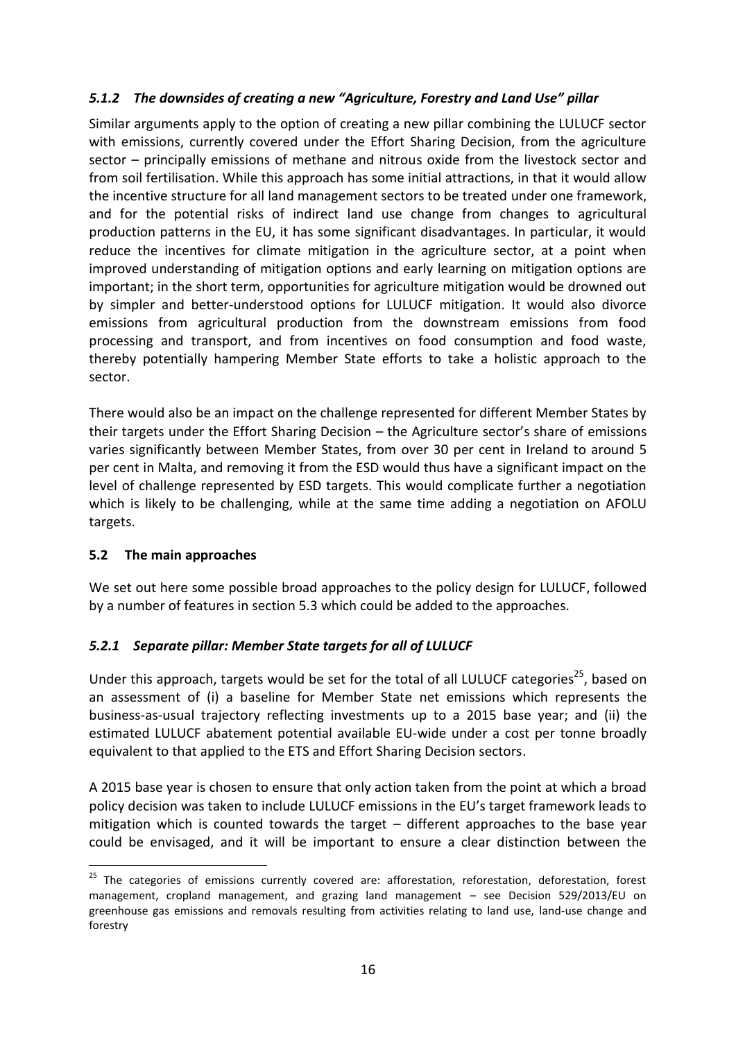### *5.1.2 The downsides of creating a new "Agriculture, Forestry and Land Use" pillar*

Similar arguments apply to the option of creating a new pillar combining the LULUCF sector with emissions, currently covered under the Effort Sharing Decision, from the agriculture sector – principally emissions of methane and nitrous oxide from the livestock sector and from soil fertilisation. While this approach has some initial attractions, in that it would allow the incentive structure for all land management sectors to be treated under one framework, and for the potential risks of indirect land use change from changes to agricultural production patterns in the EU, it has some significant disadvantages. In particular, it would reduce the incentives for climate mitigation in the agriculture sector, at a point when improved understanding of mitigation options and early learning on mitigation options are important; in the short term, opportunities for agriculture mitigation would be drowned out by simpler and better-understood options for LULUCF mitigation. It would also divorce emissions from agricultural production from the downstream emissions from food processing and transport, and from incentives on food consumption and food waste, thereby potentially hampering Member State efforts to take a holistic approach to the sector.

There would also be an impact on the challenge represented for different Member States by their targets under the Effort Sharing Decision – the Agriculture sector's share of emissions varies significantly between Member States, from over 30 per cent in Ireland to around 5 per cent in Malta, and removing it from the ESD would thus have a significant impact on the level of challenge represented by ESD targets. This would complicate further a negotiation which is likely to be challenging, while at the same time adding a negotiation on AFOLU targets.

## 5.2 The main approaches

We set out here some possible broad approaches to the policy design for LULUCF, followed by a number of features in section 5.3 which could be added to the approaches.

### *5.2.1 Separate pillar: Member State targets for all of LULUCF*

Under this approach, targets would be set for the total of all LULUCF categories[25], based on an assessment of (i) a baseline for Member State net emissions which represents the business-as-usual trajectory reflecting investments up to a 2015 base year; and (ii) the estimated LULUCF abatement potential available EU-wide under a cost per tonne broadly equivalent to that applied to the ETS and Effort Sharing Decision sectors.

A 2015 base year is chosen to ensure that only action taken from the point at which a broad policy decision was taken to include LULUCF emissions in the EU's target framework leads to mitigation which is counted towards the target – different approaches to the base year could be envisaged, and it will be important to ensure a clear distinction between the

[25] The categories of emissions currently covered are: afforestation, reforestation, deforestation, forest management, cropland management, and grazing land management – see Decision 529/2013/EU on greenhouse gas emissions and removals resulting from activities relating to land use, land-use change and forestry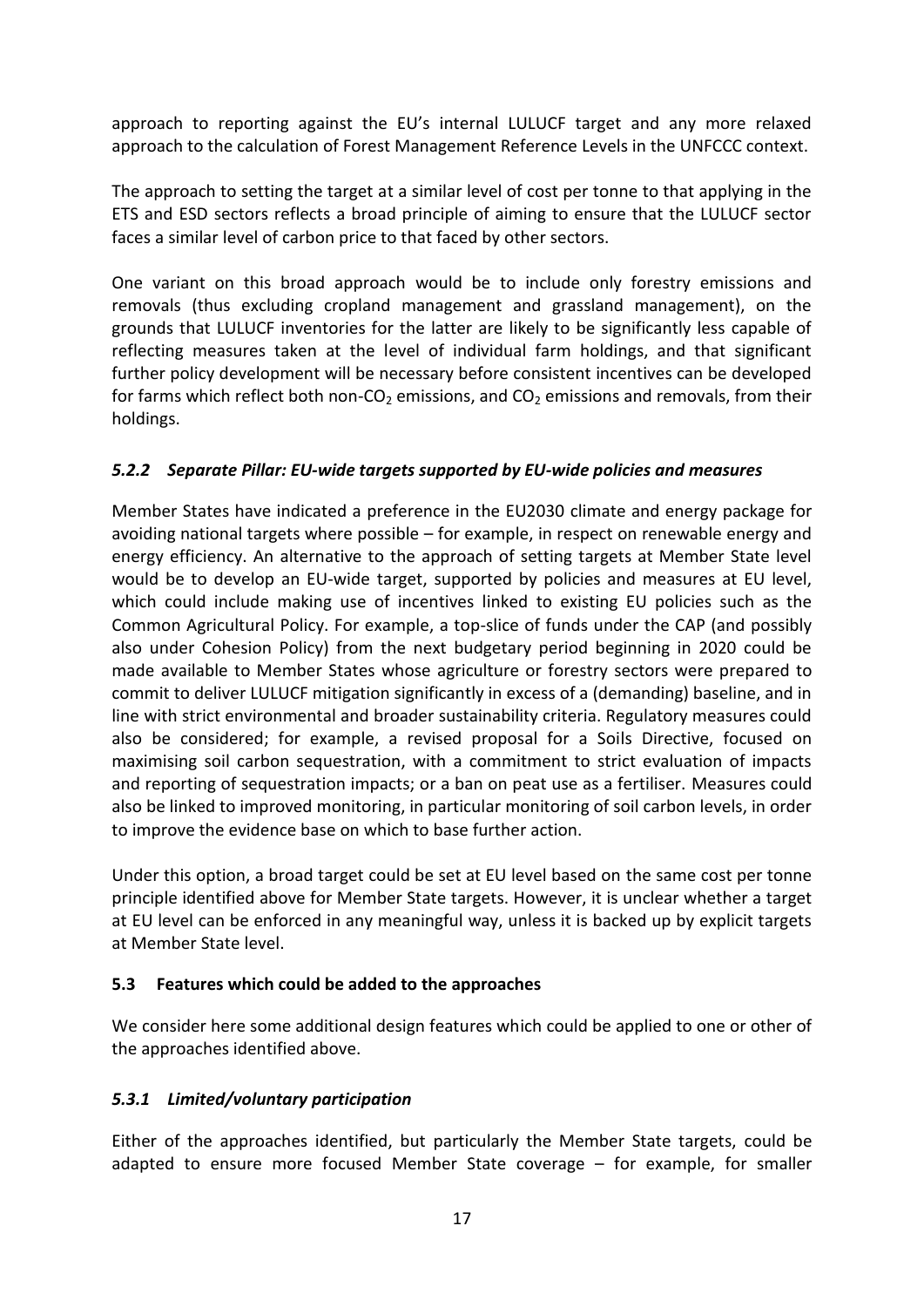approach to reporting against the EU's internal LULUCF target and any more relaxed approach to the calculation of Forest Management Reference Levels in the UNFCCC context.

The approach to setting the target at a similar level of cost per tonne to that applying in the ETS and ESD sectors reflects a broad principle of aiming to ensure that the LULUCF sector faces a similar level of carbon price to that faced by other sectors.

One variant on this broad approach would be to include only forestry emissions and removals (thus excluding cropland management and grassland management), on the grounds that LULUCF inventories for the latter are likely to be significantly less capable of reflecting measures taken at the level of individual farm holdings, and that significant further policy development will be necessary before consistent incentives can be developed for farms which reflect both non-$CO_2$ emissions, and $CO_2$ emissions and removals, from their holdings.

### *5.2.2 Separate Pillar: EU-wide targets supported by EU-wide policies and measures*

Member States have indicated a preference in the EU2030 climate and energy package for avoiding national targets where possible – for example, in respect on renewable energy and energy efficiency. An alternative to the approach of setting targets at Member State level would be to develop an EU-wide target, supported by policies and measures at EU level, which could include making use of incentives linked to existing EU policies such as the Common Agricultural Policy. For example, a top-slice of funds under the CAP (and possibly also under Cohesion Policy) from the next budgetary period beginning in 2020 could be made available to Member States whose agriculture or forestry sectors were prepared to commit to deliver LULUCF mitigation significantly in excess of a (demanding) baseline, and in line with strict environmental and broader sustainability criteria. Regulatory measures could also be considered; for example, a revised proposal for a Soils Directive, focused on maximising soil carbon sequestration, with a commitment to strict evaluation of impacts and reporting of sequestration impacts; or a ban on peat use as a fertiliser. Measures could also be linked to improved monitoring, in particular monitoring of soil carbon levels, in order to improve the evidence base on which to base further action.

Under this option, a broad target could be set at EU level based on the same cost per tonne principle identified above for Member State targets. However, it is unclear whether a target at EU level can be enforced in any meaningful way, unless it is backed up by explicit targets at Member State level.

## 5.3 Features which could be added to the approaches

We consider here some additional design features which could be applied to one or other of the approaches identified above.

### *5.3.1 Limited/voluntary participation*

Either of the approaches identified, but particularly the Member State targets, could be adapted to ensure more focused Member State coverage – for example, for smaller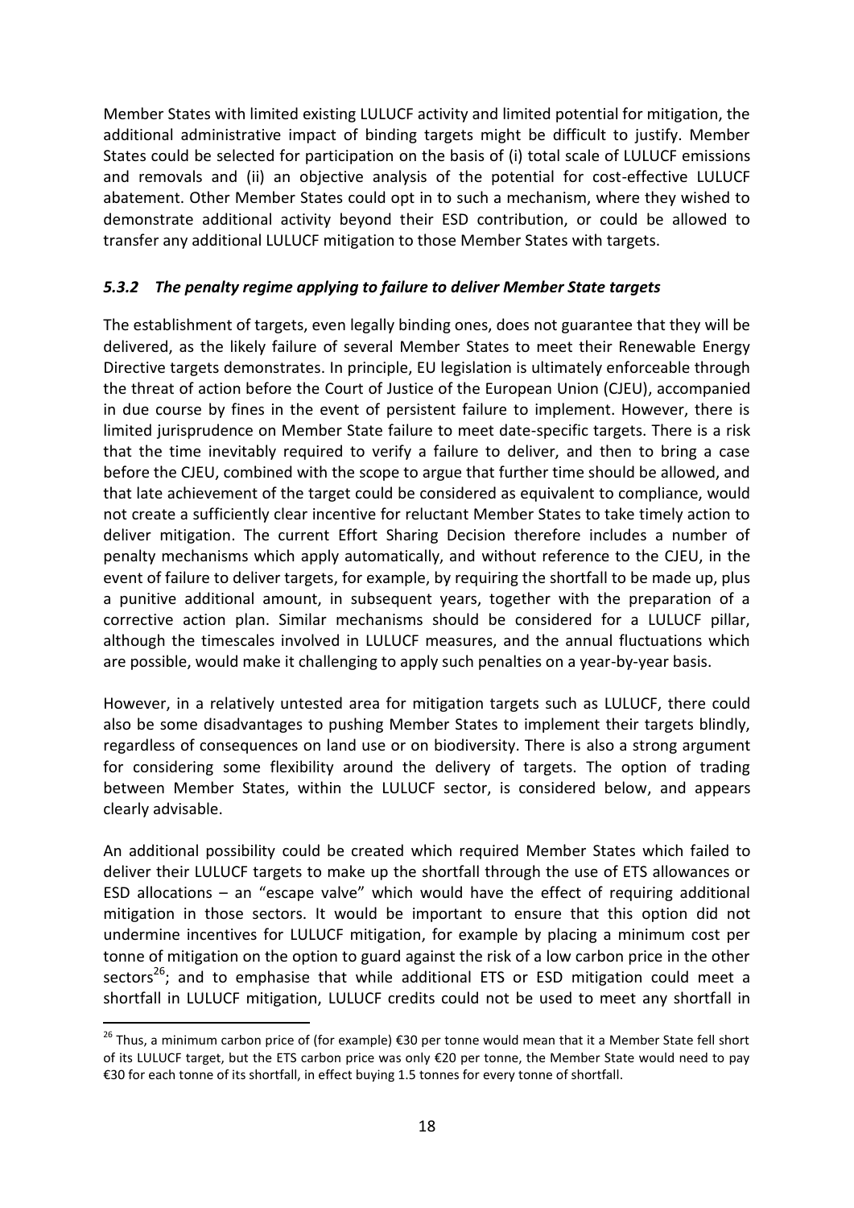Member States with limited existing LULUCF activity and limited potential for mitigation, the additional administrative impact of binding targets might be difficult to justify. Member States could be selected for participation on the basis of (i) total scale of LULUCF emissions and removals and (ii) an objective analysis of the potential for cost-effective LULUCF abatement. Other Member States could opt in to such a mechanism, where they wished to demonstrate additional activity beyond their ESD contribution, or could be allowed to transfer any additional LULUCF mitigation to those Member States with targets.

### *5.3.2 The penalty regime applying to failure to deliver Member State targets*

The establishment of targets, even legally binding ones, does not guarantee that they will be delivered, as the likely failure of several Member States to meet their Renewable Energy Directive targets demonstrates. In principle, EU legislation is ultimately enforceable through the threat of action before the Court of Justice of the European Union (CJEU), accompanied in due course by fines in the event of persistent failure to implement. However, there is limited jurisprudence on Member State failure to meet date-specific targets. There is a risk that the time inevitably required to verify a failure to deliver, and then to bring a case before the CJEU, combined with the scope to argue that further time should be allowed, and that late achievement of the target could be considered as equivalent to compliance, would not create a sufficiently clear incentive for reluctant Member States to take timely action to deliver mitigation. The current Effort Sharing Decision therefore includes a number of penalty mechanisms which apply automatically, and without reference to the CJEU, in the event of failure to deliver targets, for example, by requiring the shortfall to be made up, plus a punitive additional amount, in subsequent years, together with the preparation of a corrective action plan. Similar mechanisms should be considered for a LULUCF pillar, although the timescales involved in LULUCF measures, and the annual fluctuations which are possible, would make it challenging to apply such penalties on a year-by-year basis.

However, in a relatively untested area for mitigation targets such as LULUCF, there could also be some disadvantages to pushing Member States to implement their targets blindly, regardless of consequences on land use or on biodiversity. There is also a strong argument for considering some flexibility around the delivery of targets. The option of trading between Member States, within the LULUCF sector, is considered below, and appears clearly advisable.

An additional possibility could be created which required Member States which failed to deliver their LULUCF targets to make up the shortfall through the use of ETS allowances or ESD allocations – an "escape valve" which would have the effect of requiring additional mitigation in those sectors. It would be important to ensure that this option did not undermine incentives for LULUCF mitigation, for example by placing a minimum cost per tonne of mitigation on the option to guard against the risk of a low carbon price in the other sectors[26]; and to emphasise that while additional ETS or ESD mitigation could meet a shortfall in LULUCF mitigation, LULUCF credits could not be used to meet any shortfall in

---

[26] Thus, a minimum carbon price of (for example) €30 per tonne would mean that it a Member State fell short of its LULUCF target, but the ETS carbon price was only €20 per tonne, the Member State would need to pay €30 for each tonne of its shortfall, in effect buying 1.5 tonnes for every tonne of shortfall.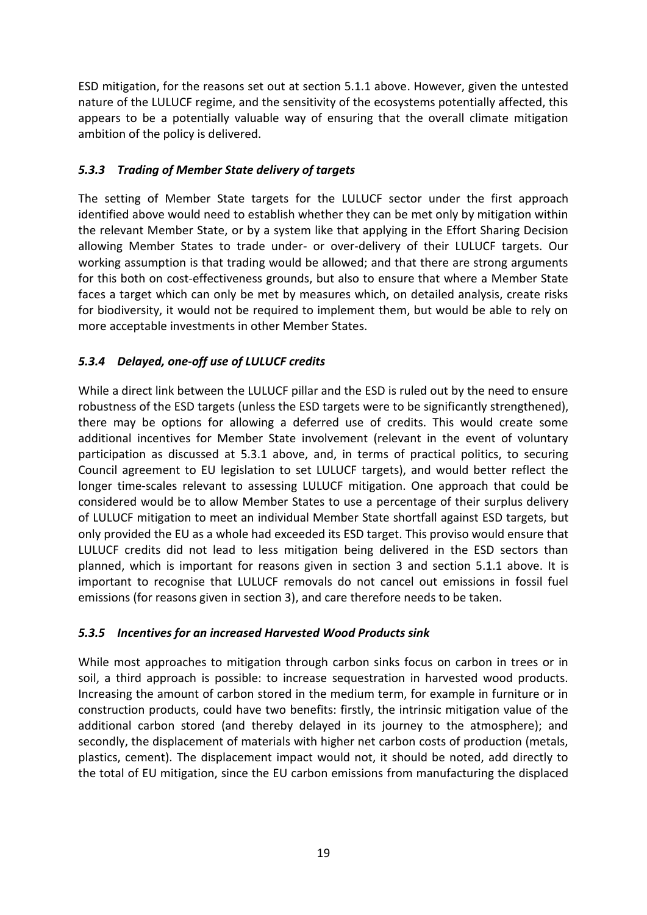ESD mitigation, for the reasons set out at section 5.1.1 above. However, given the untested nature of the LULUCF regime, and the sensitivity of the ecosystems potentially affected, this appears to be a potentially valuable way of ensuring that the overall climate mitigation ambition of the policy is delivered.

### *5.3.3 Trading of Member State delivery of targets*

The setting of Member State targets for the LULUCF sector under the first approach identified above would need to establish whether they can be met only by mitigation within the relevant Member State, or by a system like that applying in the Effort Sharing Decision allowing Member States to trade under- or over-delivery of their LULUCF targets. Our working assumption is that trading would be allowed; and that there are strong arguments for this both on cost-effectiveness grounds, but also to ensure that where a Member State faces a target which can only be met by measures which, on detailed analysis, create risks for biodiversity, it would not be required to implement them, but would be able to rely on more acceptable investments in other Member States.

### *5.3.4 Delayed, one-off use of LULUCF credits*

While a direct link between the LULUCF pillar and the ESD is ruled out by the need to ensure robustness of the ESD targets (unless the ESD targets were to be significantly strengthened), there may be options for allowing a deferred use of credits. This would create some additional incentives for Member State involvement (relevant in the event of voluntary participation as discussed at 5.3.1 above, and, in terms of practical politics, to securing Council agreement to EU legislation to set LULUCF targets), and would better reflect the longer time-scales relevant to assessing LULUCF mitigation. One approach that could be considered would be to allow Member States to use a percentage of their surplus delivery of LULUCF mitigation to meet an individual Member State shortfall against ESD targets, but only provided the EU as a whole had exceeded its ESD target. This proviso would ensure that LULUCF credits did not lead to less mitigation being delivered in the ESD sectors than planned, which is important for reasons given in section 3 and section 5.1.1 above. It is important to recognise that LULUCF removals do not cancel out emissions in fossil fuel emissions (for reasons given in section 3), and care therefore needs to be taken.

### *5.3.5 Incentives for an increased Harvested Wood Products sink*

While most approaches to mitigation through carbon sinks focus on carbon in trees or in soil, a third approach is possible: to increase sequestration in harvested wood products. Increasing the amount of carbon stored in the medium term, for example in furniture or in construction products, could have two benefits: firstly, the intrinsic mitigation value of the additional carbon stored (and thereby delayed in its journey to the atmosphere); and secondly, the displacement of materials with higher net carbon costs of production (metals, plastics, cement). The displacement impact would not, it should be noted, add directly to the total of EU mitigation, since the EU carbon emissions from manufacturing the displaced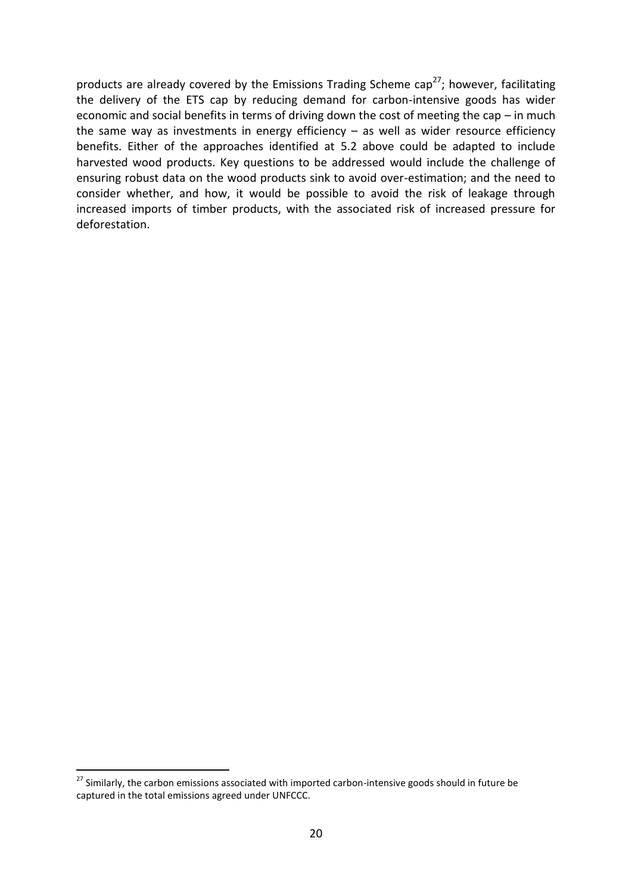products are already covered by the Emissions Trading Scheme cap[27]; however, facilitating the delivery of the ETS cap by reducing demand for carbon-intensive goods has wider economic and social benefits in terms of driving down the cost of meeting the cap – in much the same way as investments in energy efficiency – as well as wider resource efficiency benefits. Either of the approaches identified at 5.2 above could be adapted to include harvested wood products. Key questions to be addressed would include the challenge of ensuring robust data on the wood products sink to avoid over-estimation; and the need to consider whether, and how, it would be possible to avoid the risk of leakage through increased imports of timber products, with the associated risk of increased pressure for deforestation.

[27] Similarly, the carbon emissions associated with imported carbon-intensive goods should in future be captured in the total emissions agreed under UNFCCC.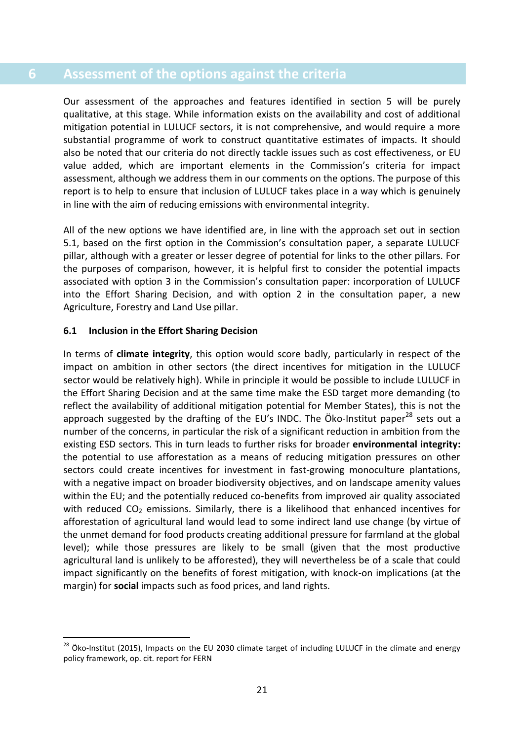# 6 Assessment of the options against the criteria

Our assessment of the approaches and features identified in section 5 will be purely qualitative, at this stage. While information exists on the availability and cost of additional mitigation potential in LULUCF sectors, it is not comprehensive, and would require a more substantial programme of work to construct quantitative estimates of impacts. It should also be noted that our criteria do not directly tackle issues such as cost effectiveness, or EU value added, which are important elements in the Commission's criteria for impact assessment, although we address them in our comments on the options. The purpose of this report is to help to ensure that inclusion of LULUCF takes place in a way which is genuinely in line with the aim of reducing emissions with environmental integrity.

All of the new options we have identified are, in line with the approach set out in section 5.1, based on the first option in the Commission's consultation paper, a separate LULUCF pillar, although with a greater or lesser degree of potential for links to the other pillars. For the purposes of comparison, however, it is helpful first to consider the potential impacts associated with option 3 in the Commission's consultation paper: incorporation of LULUCF into the Effort Sharing Decision, and with option 2 in the consultation paper, a new Agriculture, Forestry and Land Use pillar.

## 6.1 Inclusion in the Effort Sharing Decision

In terms of **climate integrity**, this option would score badly, particularly in respect of the impact on ambition in other sectors (the direct incentives for mitigation in the LULUCF sector would be relatively high). While in principle it would be possible to include LULUCF in the Effort Sharing Decision and at the same time make the ESD target more demanding (to reflect the availability of additional mitigation potential for Member States), this is not the approach suggested by the drafting of the EU's INDC. The Öko-Institut paper[28] sets out a number of the concerns, in particular the risk of a significant reduction in ambition from the existing ESD sectors. This in turn leads to further risks for broader **environmental integrity:** the potential to use afforestation as a means of reducing mitigation pressures on other sectors could create incentives for investment in fast-growing monoculture plantations, with a negative impact on broader biodiversity objectives, and on landscape amenity values within the EU; and the potentially reduced co-benefits from improved air quality associated with reduced $CO_2$ emissions. Similarly, there is a likelihood that enhanced incentives for afforestation of agricultural land would lead to some indirect land use change (by virtue of the unmet demand for food products creating additional pressure for farmland at the global level); while those pressures are likely to be small (given that the most productive agricultural land is unlikely to be afforested), they will nevertheless be of a scale that could impact significantly on the benefits of forest mitigation, with knock-on implications (at the margin) for **social** impacts such as food prices, and land rights.

---

[28] Öko-Institut (2015), Impacts on the EU 2030 climate target of including LULUCF in the climate and energy policy framework, op. cit. report for FERN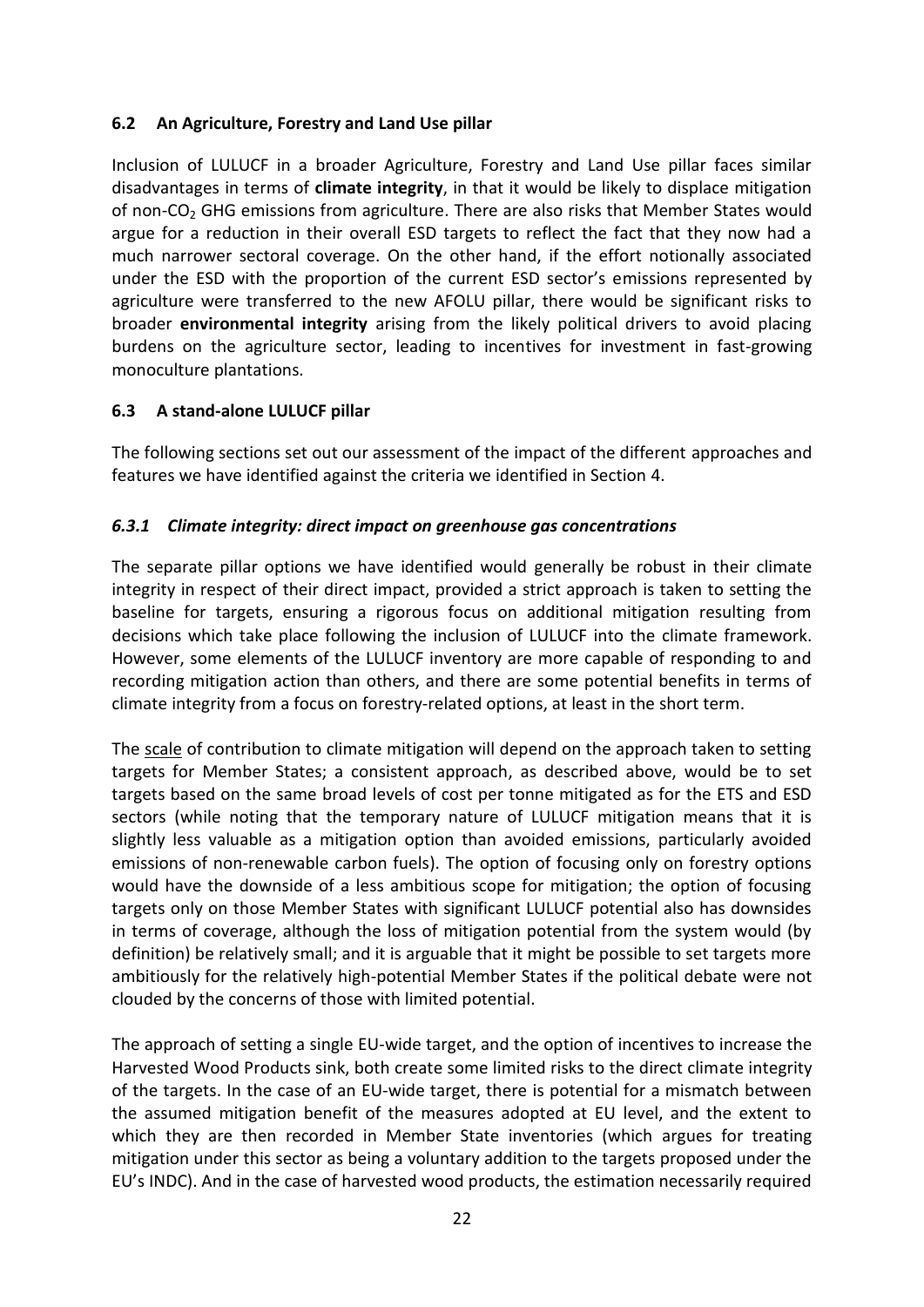### 6.2 An Agriculture, Forestry and Land Use pillar

Inclusion of LULUCF in a broader Agriculture, Forestry and Land Use pillar faces similar disadvantages in terms of **climate integrity**, in that it would be likely to displace mitigation of non-$CO_2$ GHG emissions from agriculture. There are also risks that Member States would argue for a reduction in their overall ESD targets to reflect the fact that they now had a much narrower sectoral coverage. On the other hand, if the effort notionally associated under the ESD with the proportion of the current ESD sector's emissions represented by agriculture were transferred to the new AFOLU pillar, there would be significant risks to broader **environmental integrity** arising from the likely political drivers to avoid placing burdens on the agriculture sector, leading to incentives for investment in fast-growing monoculture plantations.

### 6.3 A stand-alone LULUCF pillar

The following sections set out our assessment of the impact of the different approaches and features we have identified against the criteria we identified in Section 4.

#### *6.3.1 Climate integrity: direct impact on greenhouse gas concentrations*

The separate pillar options we have identified would generally be robust in their climate integrity in respect of their direct impact, provided a strict approach is taken to setting the baseline for targets, ensuring a rigorous focus on additional mitigation resulting from decisions which take place following the inclusion of LULUCF into the climate framework. However, some elements of the LULUCF inventory are more capable of responding to and recording mitigation action than others, and there are some potential benefits in terms of climate integrity from a focus on forestry-related options, at least in the short term.

The scale of contribution to climate mitigation will depend on the approach taken to setting targets for Member States; a consistent approach, as described above, would be to set targets based on the same broad levels of cost per tonne mitigated as for the ETS and ESD sectors (while noting that the temporary nature of LULUCF mitigation means that it is slightly less valuable as a mitigation option than avoided emissions, particularly avoided emissions of non-renewable carbon fuels). The option of focusing only on forestry options would have the downside of a less ambitious scope for mitigation; the option of focusing targets only on those Member States with significant LULUCF potential also has downsides in terms of coverage, although the loss of mitigation potential from the system would (by definition) be relatively small; and it is arguable that it might be possible to set targets more ambitiously for the relatively high-potential Member States if the political debate were not clouded by the concerns of those with limited potential.

The approach of setting a single EU-wide target, and the option of incentives to increase the Harvested Wood Products sink, both create some limited risks to the direct climate integrity of the targets. In the case of an EU-wide target, there is potential for a mismatch between the assumed mitigation benefit of the measures adopted at EU level, and the extent to which they are then recorded in Member State inventories (which argues for treating mitigation under this sector as being a voluntary addition to the targets proposed under the EU's INDC). And in the case of harvested wood products, the estimation necessarily required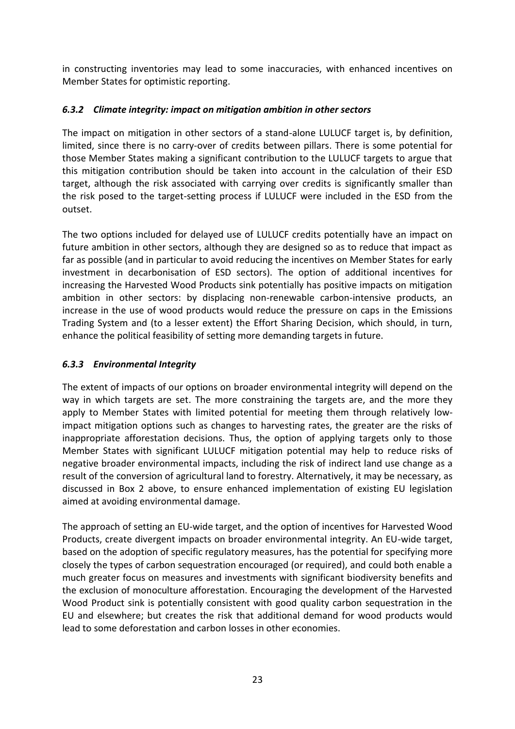in constructing inventories may lead to some inaccuracies, with enhanced incentives on Member States for optimistic reporting.

### *6.3.2 Climate integrity: impact on mitigation ambition in other sectors*

The impact on mitigation in other sectors of a stand-alone LULUCF target is, by definition, limited, since there is no carry-over of credits between pillars. There is some potential for those Member States making a significant contribution to the LULUCF targets to argue that this mitigation contribution should be taken into account in the calculation of their ESD target, although the risk associated with carrying over credits is significantly smaller than the risk posed to the target-setting process if LULUCF were included in the ESD from the outset.

The two options included for delayed use of LULUCF credits potentially have an impact on future ambition in other sectors, although they are designed so as to reduce that impact as far as possible (and in particular to avoid reducing the incentives on Member States for early investment in decarbonisation of ESD sectors). The option of additional incentives for increasing the Harvested Wood Products sink potentially has positive impacts on mitigation ambition in other sectors: by displacing non-renewable carbon-intensive products, an increase in the use of wood products would reduce the pressure on caps in the Emissions Trading System and (to a lesser extent) the Effort Sharing Decision, which should, in turn, enhance the political feasibility of setting more demanding targets in future.

### *6.3.3 Environmental Integrity*

The extent of impacts of our options on broader environmental integrity will depend on the way in which targets are set. The more constraining the targets are, and the more they apply to Member States with limited potential for meeting them through relatively low-impact mitigation options such as changes to harvesting rates, the greater are the risks of inappropriate afforestation decisions. Thus, the option of applying targets only to those Member States with significant LULUCF mitigation potential may help to reduce risks of negative broader environmental impacts, including the risk of indirect land use change as a result of the conversion of agricultural land to forestry. Alternatively, it may be necessary, as discussed in Box 2 above, to ensure enhanced implementation of existing EU legislation aimed at avoiding environmental damage.

The approach of setting an EU-wide target, and the option of incentives for Harvested Wood Products, create divergent impacts on broader environmental integrity. An EU-wide target, based on the adoption of specific regulatory measures, has the potential for specifying more closely the types of carbon sequestration encouraged (or required), and could both enable a much greater focus on measures and investments with significant biodiversity benefits and the exclusion of monoculture afforestation. Encouraging the development of the Harvested Wood Product sink is potentially consistent with good quality carbon sequestration in the EU and elsewhere; but creates the risk that additional demand for wood products would lead to some deforestation and carbon losses in other economies.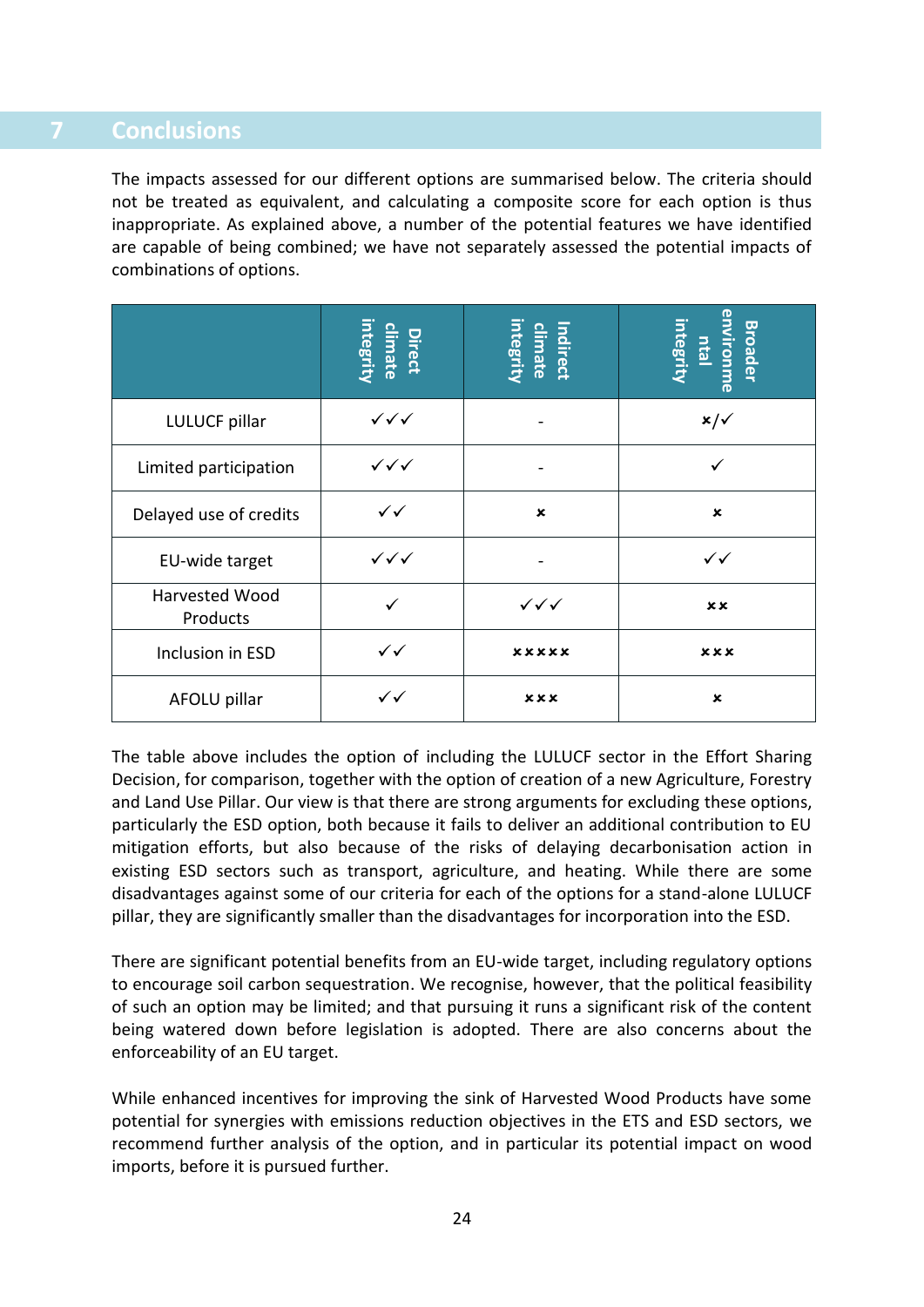# 7 Conclusions

The impacts assessed for our different options are summarised below. The criteria should not be treated as equivalent, and calculating a composite score for each option is thus inappropriate. As explained above, a number of the potential features we have identified are capable of being combined; we have not separately assessed the potential impacts of combinations of options.

| | Direct climate integrity | Indirect climate integrity | Broader environmental integrity |
|---|---|---|---|
| LULUCF pillar | ✓✓✓ | - | ×/✓ |
| Limited participation | ✓✓✓ | - | ✓ |
| Delayed use of credits | ✓✓ | × | × |
| EU-wide target | ✓✓✓ | - | ✓✓ |
| Harvested Wood Products | ✓ | ✓✓✓ | ×× |
| Inclusion in ESD | ✓✓ | ××××× | ××× |
| AFOLU pillar | ✓✓ | ××× | × |

The table above includes the option of including the LULUCF sector in the Effort Sharing Decision, for comparison, together with the option of creation of a new Agriculture, Forestry and Land Use Pillar. Our view is that there are strong arguments for excluding these options, particularly the ESD option, both because it fails to deliver an additional contribution to EU mitigation efforts, but also because of the risks of delaying decarbonisation action in existing ESD sectors such as transport, agriculture, and heating. While there are some disadvantages against some of our criteria for each of the options for a stand-alone LULUCF pillar, they are significantly smaller than the disadvantages for incorporation into the ESD.

There are significant potential benefits from an EU-wide target, including regulatory options to encourage soil carbon sequestration. We recognise, however, that the political feasibility of such an option may be limited; and that pursuing it runs a significant risk of the content being watered down before legislation is adopted. There are also concerns about the enforceability of an EU target.

While enhanced incentives for improving the sink of Harvested Wood Products have some potential for synergies with emissions reduction objectives in the ETS and ESD sectors, we recommend further analysis of the option, and in particular its potential impact on wood imports, before it is pursued further.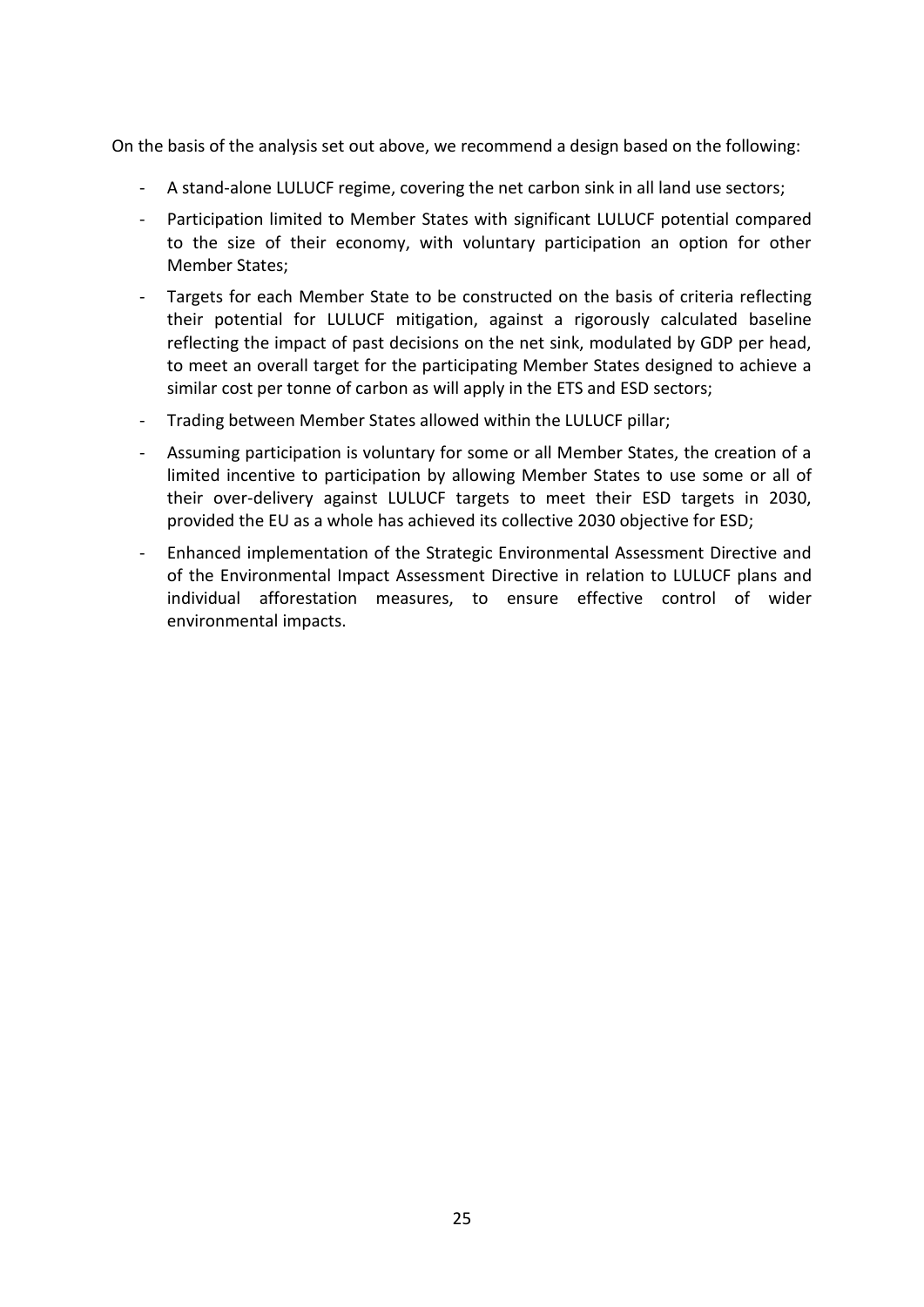On the basis of the analysis set out above, we recommend a design based on the following:

- A stand-alone LULUCF regime, covering the net carbon sink in all land use sectors;
- Participation limited to Member States with significant LULUCF potential compared to the size of their economy, with voluntary participation an option for other Member States;
- Targets for each Member State to be constructed on the basis of criteria reflecting their potential for LULUCF mitigation, against a rigorously calculated baseline reflecting the impact of past decisions on the net sink, modulated by GDP per head, to meet an overall target for the participating Member States designed to achieve a similar cost per tonne of carbon as will apply in the ETS and ESD sectors;
- Trading between Member States allowed within the LULUCF pillar;
- Assuming participation is voluntary for some or all Member States, the creation of a limited incentive to participation by allowing Member States to use some or all of their over-delivery against LULUCF targets to meet their ESD targets in 2030, provided the EU as a whole has achieved its collective 2030 objective for ESD;
- Enhanced implementation of the Strategic Environmental Assessment Directive and of the Environmental Impact Assessment Directive in relation to LULUCF plans and individual afforestation measures, to ensure effective control of wider environmental impacts.